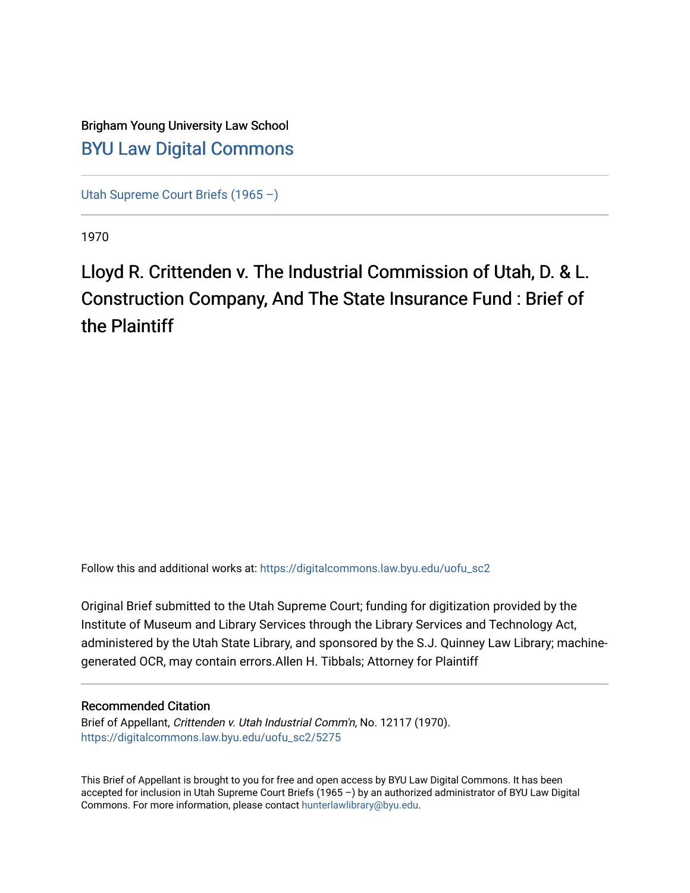Brigham Young University Law School

[BYU Law Digital Commons](https://digitalcommons.law.byu.edu)

[Utah Supreme Court Briefs (1965 –)](https://digitalcommons.law.byu.edu/uofu_sc2)

1970

# Lloyd R. Crittenden v. The Industrial Commission of Utah, D. & L. Construction Company, And The State Insurance Fund : Brief of the Plaintiff

Follow this and additional works at: https://digitalcommons.law.byu.edu/uofu_sc2

Original Brief submitted to the Utah Supreme Court; funding for digitization provided by the Institute of Museum and Library Services through the Library Services and Technology Act, administered by the Utah State Library, and sponsored by the S.J. Quinney Law Library; machine-generated OCR, may contain errors.Allen H. Tibbals; Attorney for Plaintiff

## Recommended Citation

Brief of Appellant, *Crittenden v. Utah Industrial Comm'n*, No. 12117 (1970).
https://digitalcommons.law.byu.edu/uofu_sc2/5275

This Brief of Appellant is brought to you for free and open access by BYU Law Digital Commons. It has been accepted for inclusion in Utah Supreme Court Briefs (1965 –) by an authorized administrator of BYU Law Digital Commons. For more information, please contact hunterlawlibrary@byu.edu.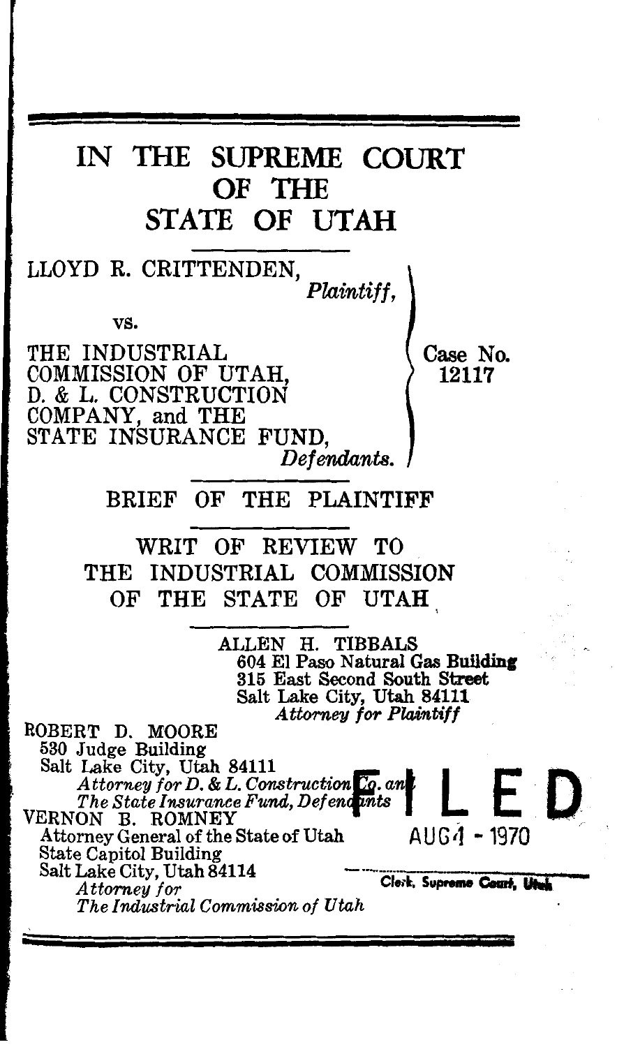# IN THE SUPREME COURT OF THE STATE OF UTAH

LLOYD R. CRITTENDEN,
*Plaintiff,*

vs.

THE INDUSTRIAL COMMISSION OF UTAH, D. & L. CONSTRUCTION COMPANY, and THE STATE INSURANCE FUND,
*Defendants.*

Case No. 12117

## BRIEF OF THE PLAINTIFF

## WRIT OF REVIEW TO THE INDUSTRIAL COMMISSION OF THE STATE OF UTAH

ALLEN H. TIBBALS
604 El Paso Natural Gas Building
315 East Second South Street
Salt Lake City, Utah 84111
*Attorney for Plaintiff*

ROBERT D. MOORE
530 Judge Building
Salt Lake City, Utah 84111
*Attorney for D. & L. Construction Co. and The State Insurance Fund, Defendants*

VERNON B. ROMNEY
Attorney General of the State of Utah
State Capitol Building
Salt Lake City, Utah 84114
*Attorney for The Industrial Commission of Utah*

FILED
AUG 4 - 1970
Clerk, Supreme Court, Utah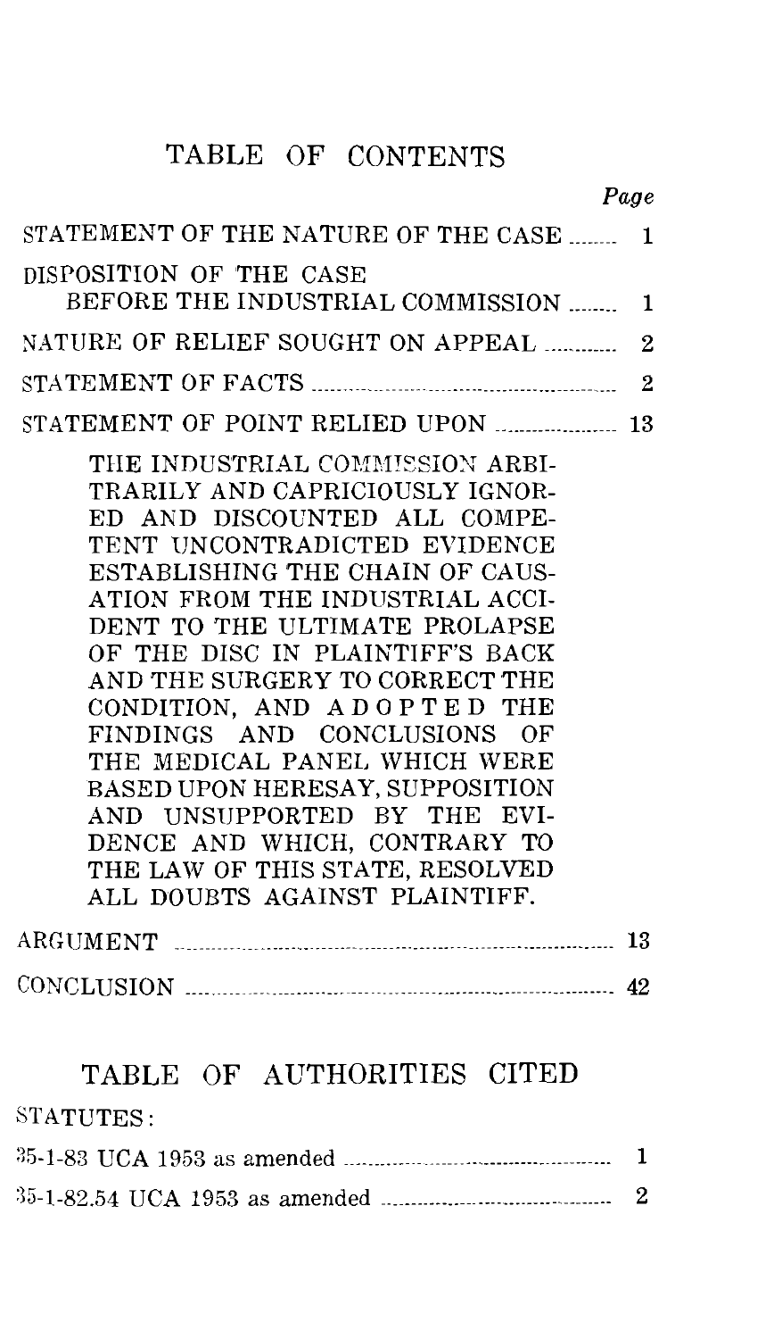# TABLE OF CONTENTS

| | Page |
|---|---|
| STATEMENT OF THE NATURE OF THE CASE | 1 |
| DISPOSITION OF THE CASE BEFORE THE INDUSTRIAL COMMISSION | 1 |
| NATURE OF RELIEF SOUGHT ON APPEAL | 2 |
| STATEMENT OF FACTS | 2 |
| STATEMENT OF POINT RELIED UPON | 13 |

THE INDUSTRIAL COMMISSION ARBITRARILY AND CAPRICIOUSLY IGNORED AND DISCOUNTED ALL COMPETENT UNCONTRADICTED EVIDENCE ESTABLISHING THE CHAIN OF CAUSATION FROM THE INDUSTRIAL ACCIDENT TO THE ULTIMATE PROLAPSE OF THE DISC IN PLAINTIFF'S BACK AND THE SURGERY TO CORRECT THE CONDITION, AND ADOPTED THE FINDINGS AND CONCLUSIONS OF THE MEDICAL PANEL WHICH WERE BASED UPON HERESAY, SUPPOSITION AND UNSUPPORTED BY THE EVIDENCE AND WHICH, CONTRARY TO THE LAW OF THIS STATE, RESOLVED ALL DOUBTS AGAINST PLAINTIFF.

| | |
|---|---|
| ARGUMENT | 13 |
| CONCLUSION | 42 |

# TABLE OF AUTHORITIES CITED

STATUTES:

| | |
|---|---|
| 35-1-83 UCA 1953 as amended | 1 |
| 35-1-82.54 UCA 1953 as amended | 2 |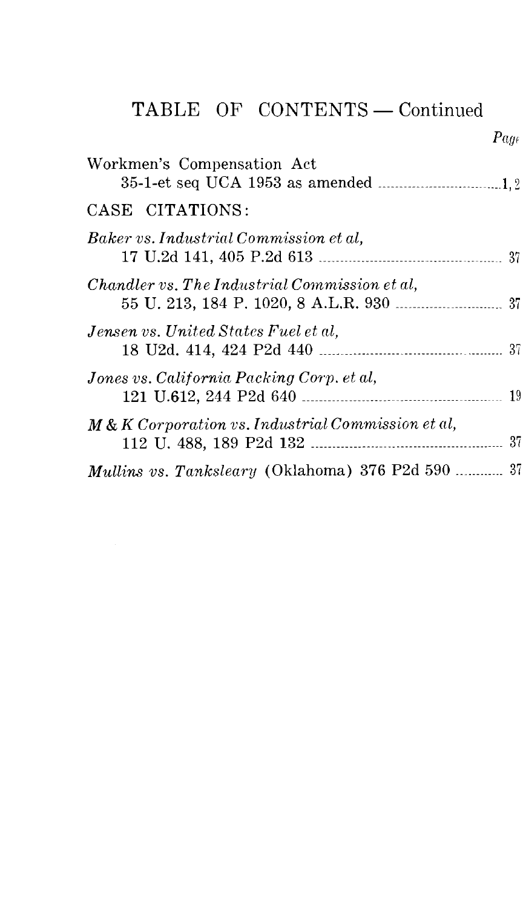## TABLE OF CONTENTS — Continued

*Page*

Workmen's Compensation Act
35-1-et seq UCA 1953 as amended ............................1, 2

CASE CITATIONS:

*Baker vs. Industrial Commission et al,*
17 U.2d 141, 405 P.2d 613 ............................................ 37

*Chandler vs. The Industrial Commission et al,*
55 U. 213, 184 P. 1020, 8 A.L.R. 930 ............................ 37

*Jensen vs. United States Fuel et al,*
18 U2d. 414, 424 P2d 440 ............................................ 37

*Jones vs. California Packing Corp. et al,*
121 U.612, 244 P2d 640 ................................................ 19

*M & K Corporation vs. Industrial Commission et al,*
112 U. 488, 189 P2d 132 .............................................. 37

*Mullins vs. Tanksleary* (Oklahoma) 376 P2d 590 ............ 37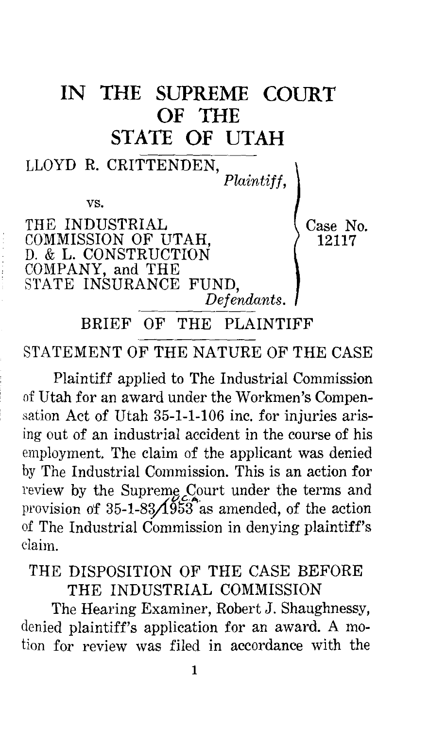# IN THE SUPREME COURT OF THE STATE OF UTAH

LLOYD R. CRITTENDEN,
*Plaintiff,*

vs.

THE INDUSTRIAL COMMISSION OF UTAH, D. & L. CONSTRUCTION COMPANY, and THE STATE INSURANCE FUND,
*Defendants.*

Case No. 12117

## BRIEF OF THE PLAINTIFF

## STATEMENT OF THE NATURE OF THE CASE

Plaintiff applied to The Industrial Commission of Utah for an award under the Workmen's Compensation Act of Utah 35-1-1-106 inc. for injuries arising out of an industrial accident in the course of his employment. The claim of the applicant was denied by The Industrial Commission. This is an action for review by the Supreme Court under the terms and provision of 35-1-83 U.C.A. 1953 as amended, of the action of The Industrial Commission in denying plaintiff's claim.

## THE DISPOSITION OF THE CASE BEFORE THE INDUSTRIAL COMMISSION

The Hearing Examiner, Robert J. Shaughnessy, denied plaintiff's application for an award. A motion for review was filed in accordance with the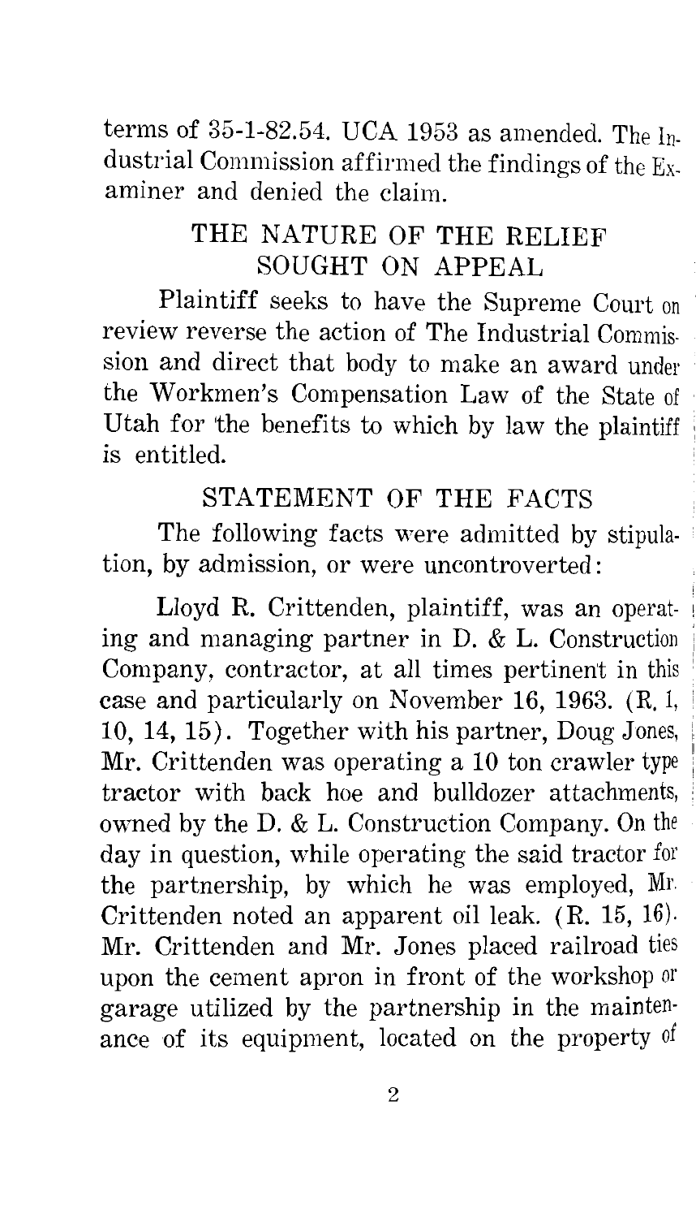terms of 35-1-82.54. UCA 1953 as amended. The Industrial Commission affirmed the findings of the Examiner and denied the claim.

## THE NATURE OF THE RELIEF SOUGHT ON APPEAL

Plaintiff seeks to have the Supreme Court on review reverse the action of The Industrial Commission and direct that body to make an award under the Workmen's Compensation Law of the State of Utah for the benefits to which by law the plaintiff is entitled.

## STATEMENT OF THE FACTS

The following facts were admitted by stipulation, by admission, or were uncontroverted:

Lloyd R. Crittenden, plaintiff, was an operating and managing partner in D. & L. Construction Company, contractor, at all times pertinent in this case and particularly on November 16, 1963. (R. 1, 10, 14, 15). Together with his partner, Doug Jones, Mr. Crittenden was operating a 10 ton crawler type tractor with back hoe and bulldozer attachments, owned by the D. & L. Construction Company. On the day in question, while operating the said tractor for the partnership, by which he was employed, Mr. Crittenden noted an apparent oil leak. (R. 15, 16). Mr. Crittenden and Mr. Jones placed railroad ties upon the cement apron in front of the workshop or garage utilized by the partnership in the maintenance of its equipment, located on the property of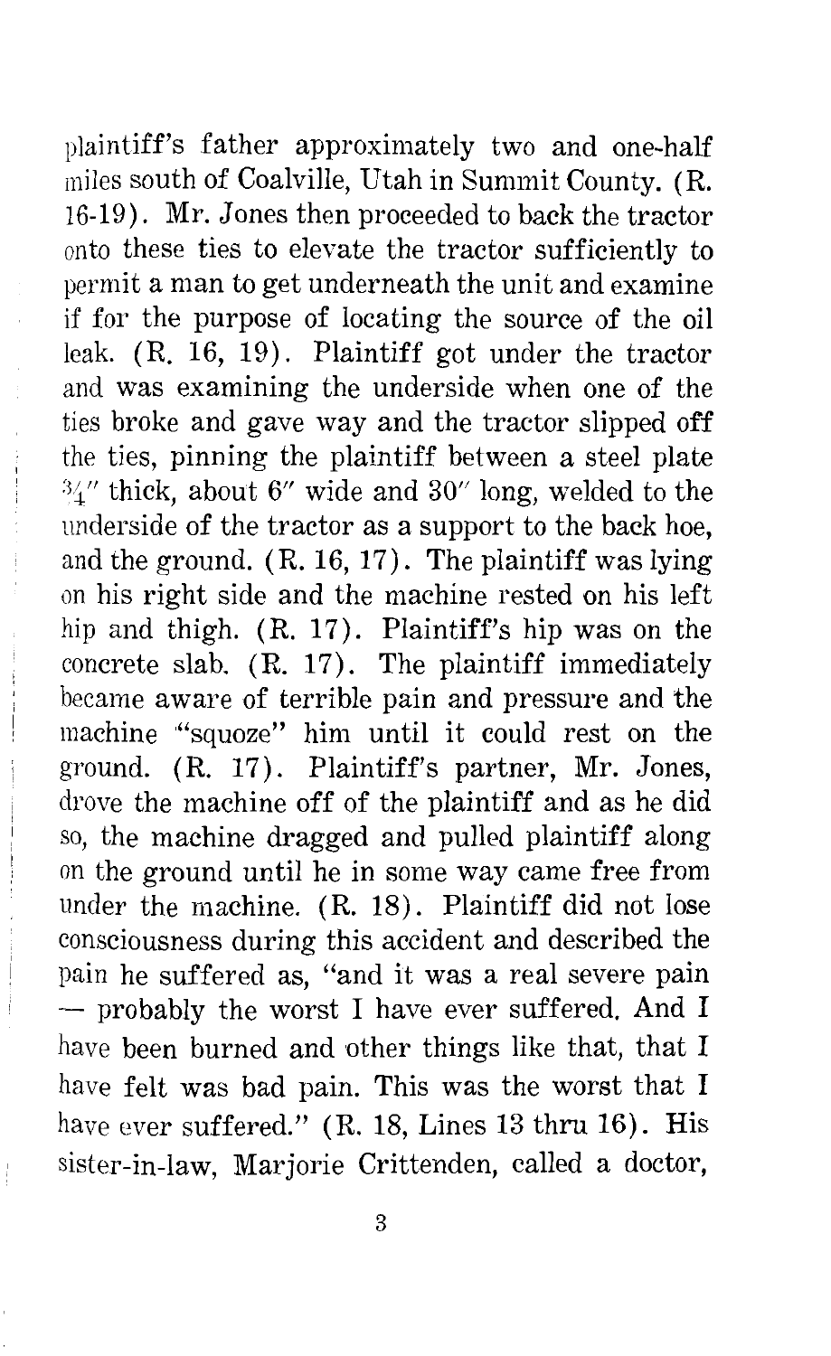plaintiff's father approximately two and one-half miles south of Coalville, Utah in Summit County. (R. 16-19). Mr. Jones then proceeded to back the tractor onto these ties to elevate the tractor sufficiently to permit a man to get underneath the unit and examine if for the purpose of locating the source of the oil leak. (R. 16, 19). Plaintiff got under the tractor and was examining the underside when one of the ties broke and gave way and the tractor slipped off the ties, pinning the plaintiff between a steel plate ¾" thick, about 6" wide and 30" long, welded to the underside of the tractor as a support to the back hoe, and the ground. (R. 16, 17). The plaintiff was lying on his right side and the machine rested on his left hip and thigh. (R. 17). Plaintiff's hip was on the concrete slab. (R. 17). The plaintiff immediately became aware of terrible pain and pressure and the machine "squoze" him until it could rest on the ground. (R. 17). Plaintiff's partner, Mr. Jones, drove the machine off of the plaintiff and as he did so, the machine dragged and pulled plaintiff along on the ground until he in some way came free from under the machine. (R. 18). Plaintiff did not lose consciousness during this accident and described the pain he suffered as, "and it was a real severe pain — probably the worst I have ever suffered. And I have been burned and other things like that, that I have felt was bad pain. This was the worst that I have ever suffered." (R. 18, Lines 13 thru 16). His sister-in-law, Marjorie Crittenden, called a doctor,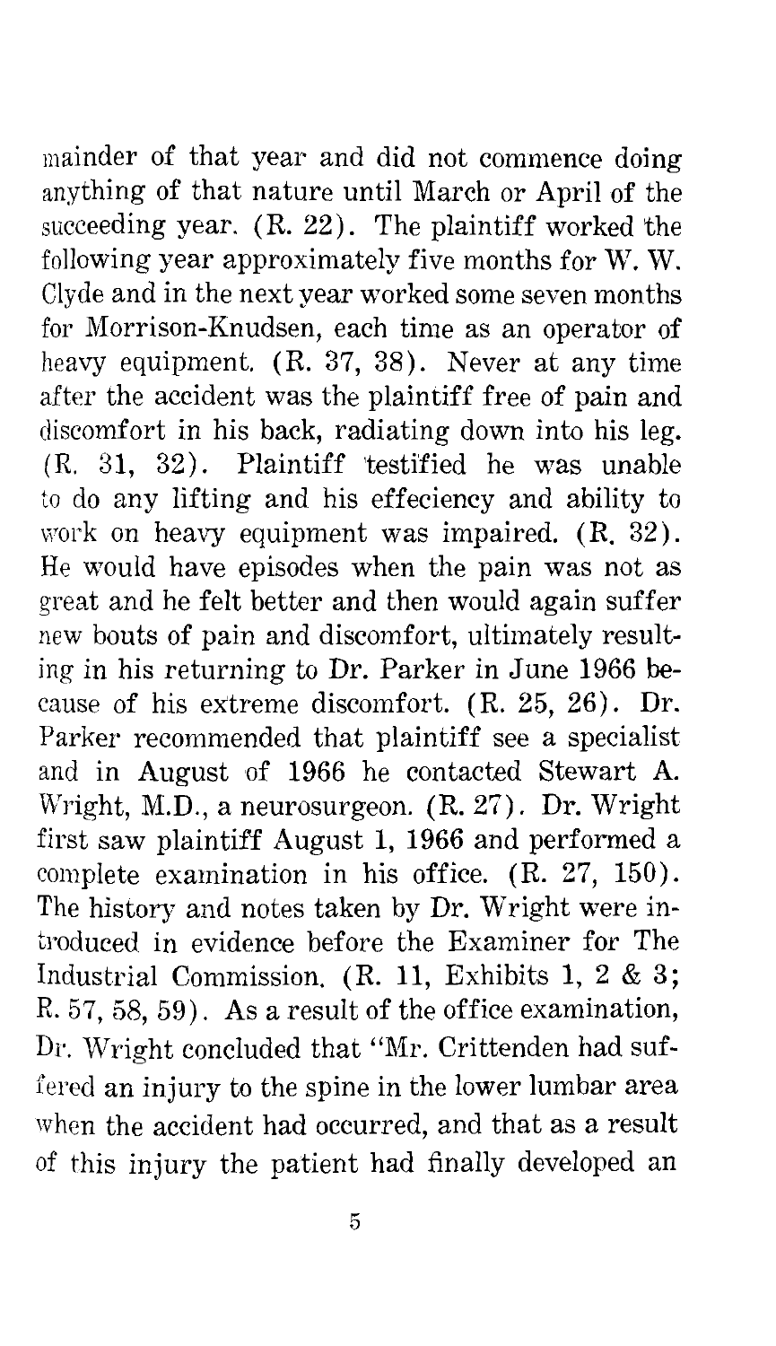mainder of that year and did not commence doing anything of that nature until March or April of the succeeding year. (R. 22). The plaintiff worked the following year approximately five months for W. W. Clyde and in the next year worked some seven months for Morrison-Knudsen, each time as an operator of heavy equipment. (R. 37, 38). Never at any time after the accident was the plaintiff free of pain and discomfort in his back, radiating down into his leg. (R. 31, 32). Plaintiff testified he was unable to do any lifting and his effeciency and ability to work on heavy equipment was impaired. (R. 32). He would have episodes when the pain was not as great and he felt better and then would again suffer new bouts of pain and discomfort, ultimately resulting in his returning to Dr. Parker in June 1966 because of his extreme discomfort. (R. 25, 26). Dr. Parker recommended that plaintiff see a specialist and in August of 1966 he contacted Stewart A. Wright, M.D., a neurosurgeon. (R. 27). Dr. Wright first saw plaintiff August 1, 1966 and performed a complete examination in his office. (R. 27, 150). The history and notes taken by Dr. Wright were introduced in evidence before the Examiner for The Industrial Commission. (R. 11, Exhibits 1, 2 & 3; R. 57, 58, 59). As a result of the office examination, Dr. Wright concluded that "Mr. Crittenden had suffered an injury to the spine in the lower lumbar area when the accident had occurred, and that as a result of this injury the patient had finally developed an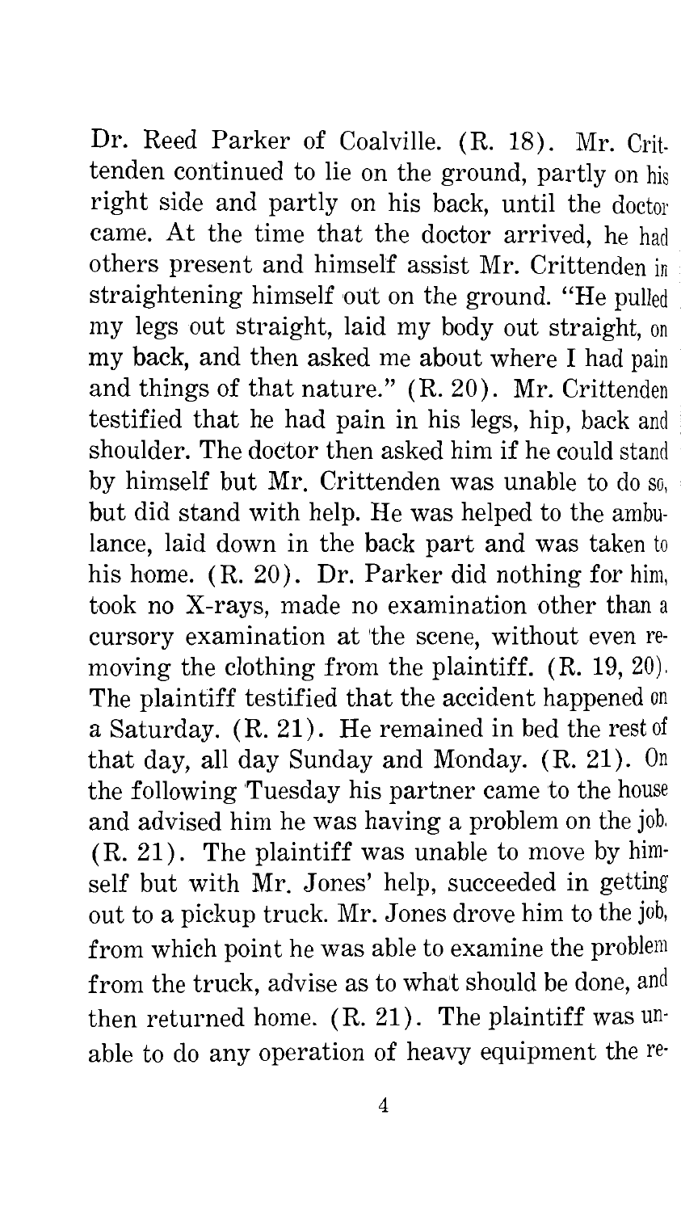Dr. Reed Parker of Coalville. (R. 18). Mr. Crittenden continued to lie on the ground, partly on his right side and partly on his back, until the doctor came. At the time that the doctor arrived, he had others present and himself assist Mr. Crittenden in straightening himself out on the ground. "He pulled my legs out straight, laid my body out straight, on my back, and then asked me about where I had pain and things of that nature." (R. 20). Mr. Crittenden testified that he had pain in his legs, hip, back and shoulder. The doctor then asked him if he could stand by himself but Mr. Crittenden was unable to do so, but did stand with help. He was helped to the ambulance, laid down in the back part and was taken to his home. (R. 20). Dr. Parker did nothing for him, took no X-rays, made no examination other than a cursory examination at the scene, without even removing the clothing from the plaintiff. (R. 19, 20). The plaintiff testified that the accident happened on a Saturday. (R. 21). He remained in bed the rest of that day, all day Sunday and Monday. (R. 21). On the following Tuesday his partner came to the house and advised him he was having a problem on the job. (R. 21). The plaintiff was unable to move by himself but with Mr. Jones' help, succeeded in getting out to a pickup truck. Mr. Jones drove him to the job, from which point he was able to examine the problem from the truck, advise as to what should be done, and then returned home. (R. 21). The plaintiff was unable to do any operation of heavy equipment the re-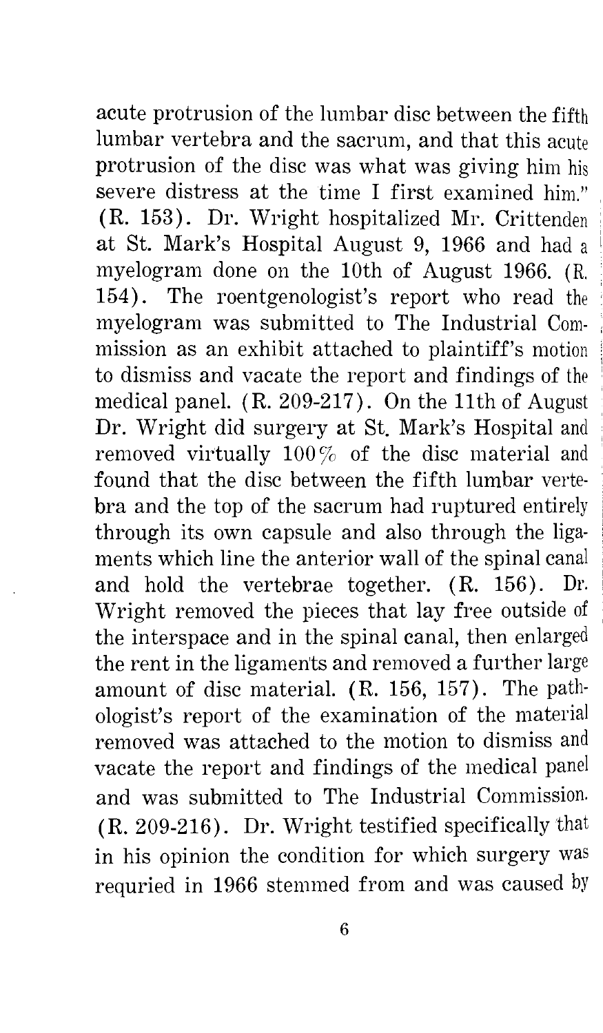acute protrusion of the lumbar disc between the fifth lumbar vertebra and the sacrum, and that this acute protrusion of the disc was what was giving him his severe distress at the time I first examined him." (R. 153). Dr. Wright hospitalized Mr. Crittenden at St. Mark's Hospital August 9, 1966 and had a myelogram done on the 10th of August 1966. (R. 154). The roentgenologist's report who read the myelogram was submitted to The Industrial Commission as an exhibit attached to plaintiff's motion to dismiss and vacate the report and findings of the medical panel. (R. 209-217). On the 11th of August Dr. Wright did surgery at St. Mark's Hospital and removed virtually 100% of the disc material and found that the disc between the fifth lumbar vertebra and the top of the sacrum had ruptured entirely through its own capsule and also through the ligaments which line the anterior wall of the spinal canal and hold the vertebrae together. (R. 156). Dr. Wright removed the pieces that lay free outside of the interspace and in the spinal canal, then enlarged the rent in the ligaments and removed a further large amount of disc material. (R. 156, 157). The pathologist's report of the examination of the material removed was attached to the motion to dismiss and vacate the report and findings of the medical panel and was submitted to The Industrial Commission. (R. 209-216). Dr. Wright testified specifically that in his opinion the condition for which surgery was requried in 1966 stemmed from and was caused by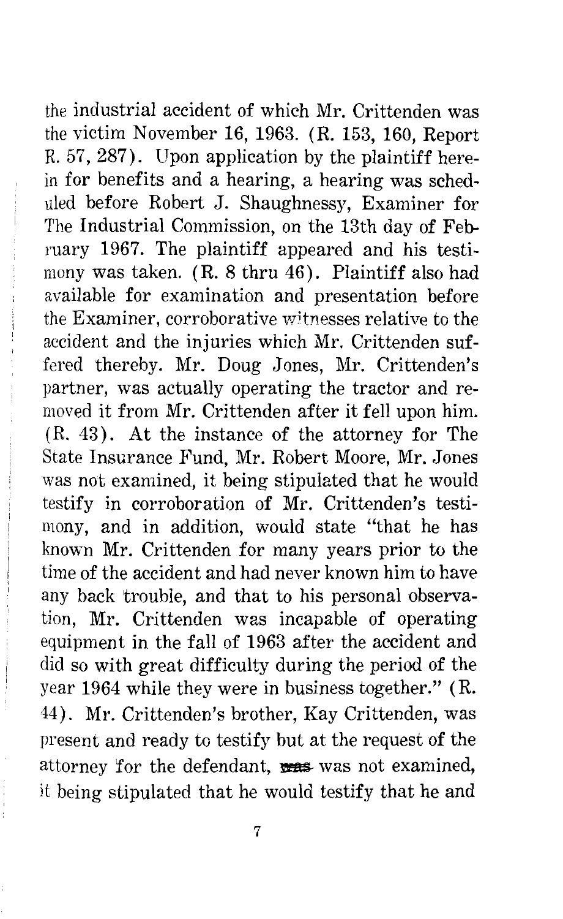the industrial accident of which Mr. Crittenden was the victim November 16, 1963. (R. 153, 160, Report R. 57, 287). Upon application by the plaintiff herein for benefits and a hearing, a hearing was scheduled before Robert J. Shaughnessy, Examiner for The Industrial Commission, on the 13th day of February 1967. The plaintiff appeared and his testimony was taken. (R. 8 thru 46). Plaintiff also had available for examination and presentation before the Examiner, corroborative witnesses relative to the accident and the injuries which Mr. Crittenden suffered thereby. Mr. Doug Jones, Mr. Crittenden's partner, was actually operating the tractor and removed it from Mr. Crittenden after it fell upon him. (R. 43). At the instance of the attorney for The State Insurance Fund, Mr. Robert Moore, Mr. Jones was not examined, it being stipulated that he would testify in corroboration of Mr. Crittenden's testimony, and in addition, would state "that he has known Mr. Crittenden for many years prior to the time of the accident and had never known him to have any back trouble, and that to his personal observation, Mr. Crittenden was incapable of operating equipment in the fall of 1963 after the accident and did so with great difficulty during the period of the year 1964 while they were in business together." (R. 44). Mr. Crittenden's brother, Kay Crittenden, was present and ready to testify but at the request of the attorney for the defendant, ~~was~~ was not examined, it being stipulated that he would testify that he and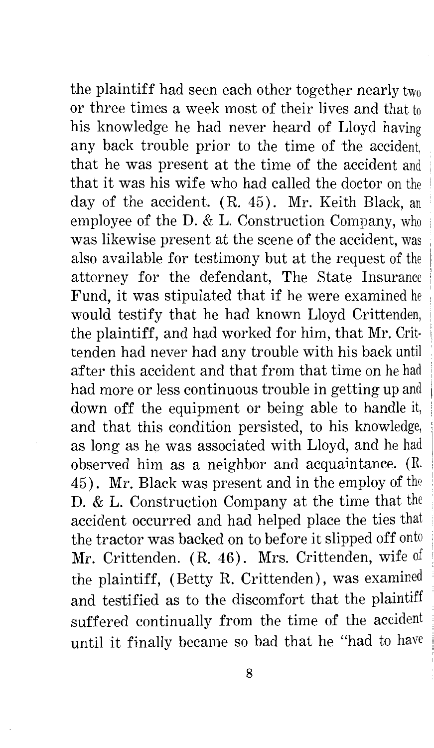the plaintiff had seen each other together nearly two or three times a week most of their lives and that to his knowledge he had never heard of Lloyd having any back trouble prior to the time of the accident, that he was present at the time of the accident and that it was his wife who had called the doctor on the day of the accident. (R. 45). Mr. Keith Black, an employee of the D. & L. Construction Company, who was likewise present at the scene of the accident, was also available for testimony but at the request of the attorney for the defendant, The State Insurance Fund, it was stipulated that if he were examined he would testify that he had known Lloyd Crittenden, the plaintiff, and had worked for him, that Mr. Crittenden had never had any trouble with his back until after this accident and that from that time on he had had more or less continuous trouble in getting up and down off the equipment or being able to handle it, and that this condition persisted, to his knowledge, as long as he was associated with Lloyd, and he had observed him as a neighbor and acquaintance. (R. 45). Mr. Black was present and in the employ of the D. & L. Construction Company at the time that the accident occurred and had helped place the ties that the tractor was backed on to before it slipped off onto Mr. Crittenden. (R. 46). Mrs. Crittenden, wife of the plaintiff, (Betty R. Crittenden), was examined and testified as to the discomfort that the plaintiff suffered continually from the time of the accident until it finally became so bad that he "had to have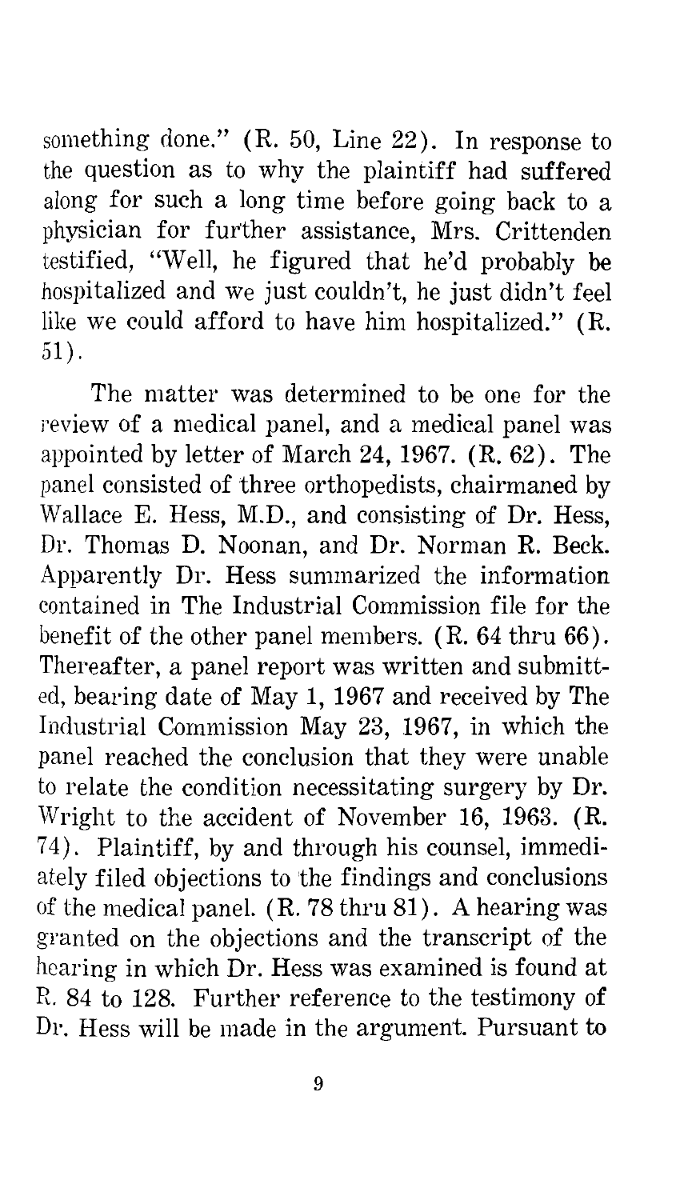something done." (R. 50, Line 22). In response to the question as to why the plaintiff had suffered along for such a long time before going back to a physician for further assistance, Mrs. Crittenden testified, "Well, he figured that he'd probably be hospitalized and we just couldn't, he just didn't feel like we could afford to have him hospitalized." (R. 51).

The matter was determined to be one for the review of a medical panel, and a medical panel was appointed by letter of March 24, 1967. (R. 62). The panel consisted of three orthopedists, chairmaned by Wallace E. Hess, M.D., and consisting of Dr. Hess, Dr. Thomas D. Noonan, and Dr. Norman R. Beck. Apparently Dr. Hess summarized the information contained in The Industrial Commission file for the benefit of the other panel members. (R. 64 thru 66). Thereafter, a panel report was written and submitted, bearing date of May 1, 1967 and received by The Industrial Commission May 23, 1967, in which the panel reached the conclusion that they were unable to relate the condition necessitating surgery by Dr. Wright to the accident of November 16, 1963. (R. 74). Plaintiff, by and through his counsel, immediately filed objections to the findings and conclusions of the medical panel. (R. 78 thru 81). A hearing was granted on the objections and the transcript of the hearing in which Dr. Hess was examined is found at R. 84 to 128. Further reference to the testimony of Dr. Hess will be made in the argument. Pursuant to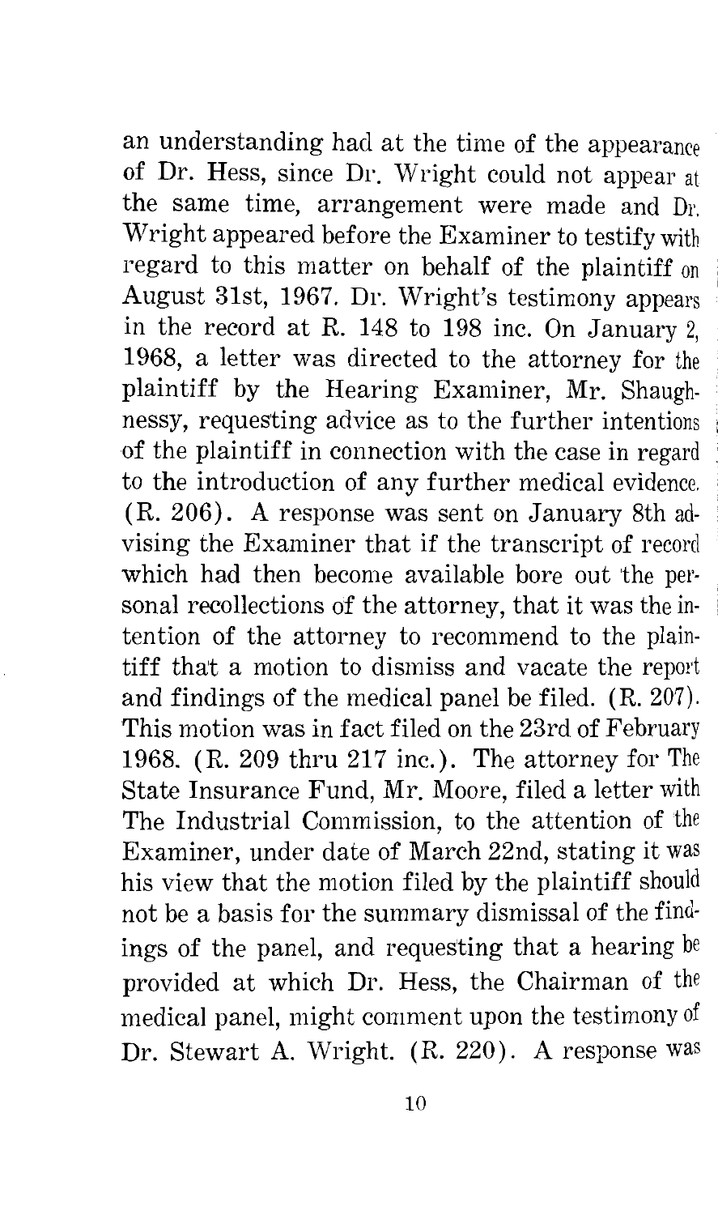an understanding had at the time of the appearance of Dr. Hess, since Dr. Wright could not appear at the same time, arrangement were made and Dr. Wright appeared before the Examiner to testify with regard to this matter on behalf of the plaintiff on August 31st, 1967. Dr. Wright's testimony appears in the record at R. 148 to 198 inc. On January 2, 1968, a letter was directed to the attorney for the plaintiff by the Hearing Examiner, Mr. Shaughnessy, requesting advice as to the further intentions of the plaintiff in connection with the case in regard to the introduction of any further medical evidence. (R. 206). A response was sent on January 8th advising the Examiner that if the transcript of record which had then become available bore out the personal recollections of the attorney, that it was the intention of the attorney to recommend to the plaintiff that a motion to dismiss and vacate the report and findings of the medical panel be filed. (R. 207). This motion was in fact filed on the 23rd of February 1968. (R. 209 thru 217 inc.). The attorney for The State Insurance Fund, Mr. Moore, filed a letter with The Industrial Commission, to the attention of the Examiner, under date of March 22nd, stating it was his view that the motion filed by the plaintiff should not be a basis for the summary dismissal of the findings of the panel, and requesting that a hearing be provided at which Dr. Hess, the Chairman of the medical panel, might comment upon the testimony of Dr. Stewart A. Wright. (R. 220). A response was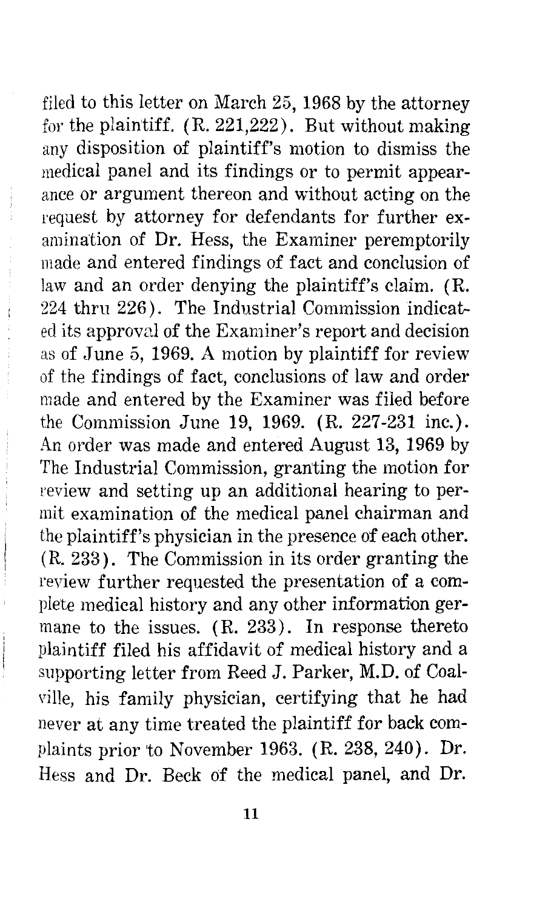filed to this letter on March 25, 1968 by the attorney for the plaintiff. (R. 221,222). But without making any disposition of plaintiff's motion to dismiss the medical panel and its findings or to permit appearance or argument thereon and without acting on the request by attorney for defendants for further examination of Dr. Hess, the Examiner peremptorily made and entered findings of fact and conclusion of law and an order denying the plaintiff's claim. (R. 224 thru 226). The Industrial Commission indicated its approval of the Examiner's report and decision as of June 5, 1969. A motion by plaintiff for review of the findings of fact, conclusions of law and order made and entered by the Examiner was filed before the Commission June 19, 1969. (R. 227-231 inc.). An order was made and entered August 13, 1969 by The Industrial Commission, granting the motion for review and setting up an additional hearing to permit examination of the medical panel chairman and the plaintiff's physician in the presence of each other. (R. 233). The Commission in its order granting the review further requested the presentation of a complete medical history and any other information germane to the issues. (R. 233). In response thereto plaintiff filed his affidavit of medical history and a supporting letter from Reed J. Parker, M.D. of Coalville, his family physician, certifying that he had never at any time treated the plaintiff for back complaints prior to November 1963. (R. 238, 240). Dr. Hess and Dr. Beck of the medical panel, and Dr.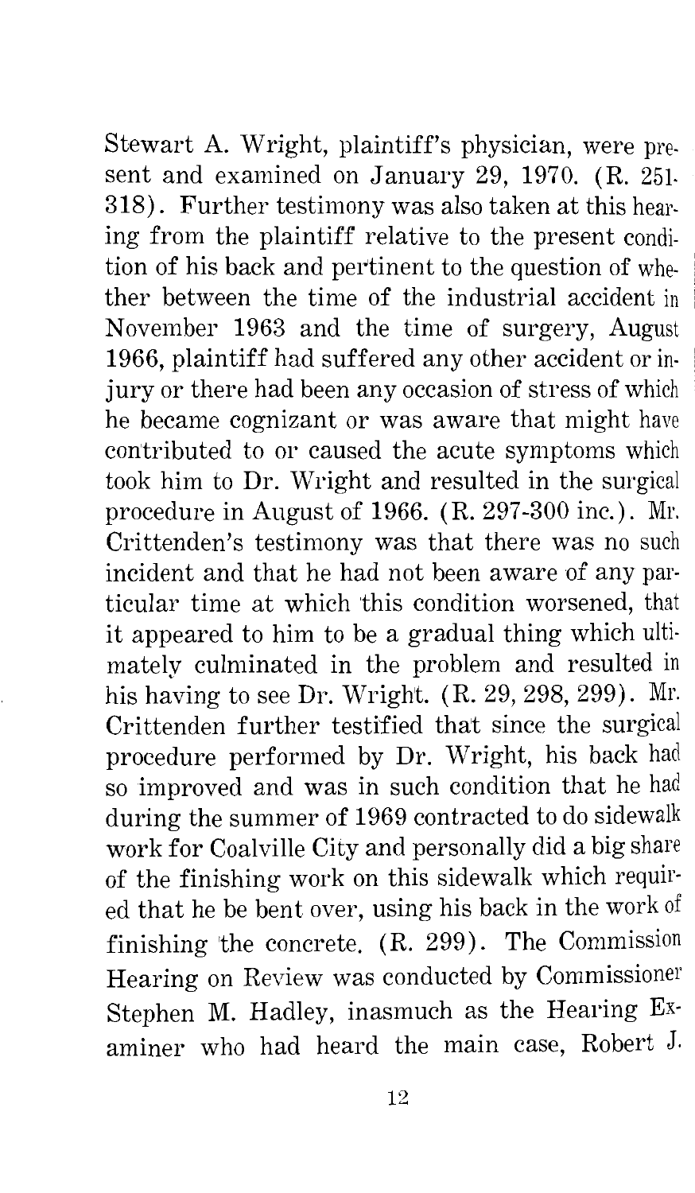Stewart A. Wright, plaintiff's physician, were present and examined on January 29, 1970. (R. 251-318). Further testimony was also taken at this hearing from the plaintiff relative to the present condition of his back and pertinent to the question of whether between the time of the industrial accident in November 1963 and the time of surgery, August 1966, plaintiff had suffered any other accident or injury or there had been any occasion of stress of which he became cognizant or was aware that might have contributed to or caused the acute symptoms which took him to Dr. Wright and resulted in the surgical procedure in August of 1966. (R. 297-300 inc.). Mr. Crittenden's testimony was that there was no such incident and that he had not been aware of any particular time at which this condition worsened, that it appeared to him to be a gradual thing which ultimately culminated in the problem and resulted in his having to see Dr. Wright. (R. 29, 298, 299). Mr. Crittenden further testified that since the surgical procedure performed by Dr. Wright, his back had so improved and was in such condition that he had during the summer of 1969 contracted to do sidewalk work for Coalville City and personally did a big share of the finishing work on this sidewalk which required that he be bent over, using his back in the work of finishing the concrete. (R. 299). The Commission Hearing on Review was conducted by Commissioner Stephen M. Hadley, inasmuch as the Hearing Examiner who had heard the main case, Robert J.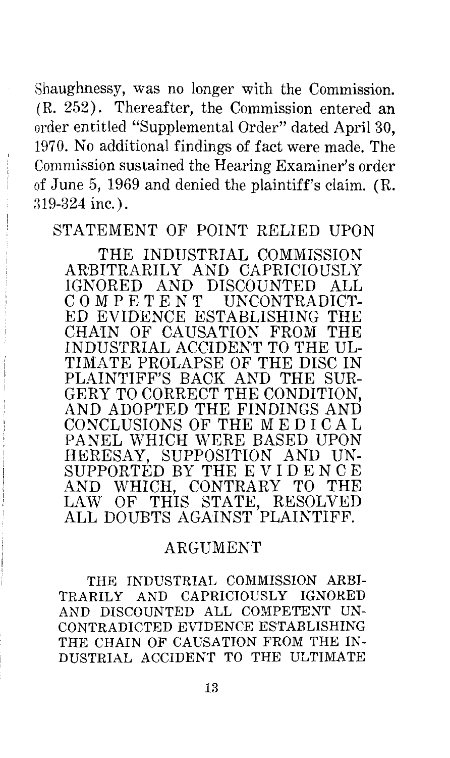Shaughnessy, was no longer with the Commission. (R. 252). Thereafter, the Commission entered an order entitled "Supplemental Order" dated April 30, 1970. No additional findings of fact were made. The Commission sustained the Hearing Examiner's order of June 5, 1969 and denied the plaintiff's claim. (R. 319-324 inc.).

## STATEMENT OF POINT RELIED UPON

THE INDUSTRIAL COMMISSION ARBITRARILY AND CAPRICIOUSLY IGNORED AND DISCOUNTED ALL COMPETENT UNCONTRADICTED EVIDENCE ESTABLISHING THE CHAIN OF CAUSATION FROM THE INDUSTRIAL ACCIDENT TO THE ULTIMATE PROLAPSE OF THE DISC IN PLAINTIFF'S BACK AND THE SURGERY TO CORRECT THE CONDITION, AND ADOPTED THE FINDINGS AND CONCLUSIONS OF THE MEDICAL PANEL WHICH WERE BASED UPON HERESAY, SUPPOSITION AND UNSUPPORTED BY THE EVIDENCE AND WHICH, CONTRARY TO THE LAW OF THIS STATE, RESOLVED ALL DOUBTS AGAINST PLAINTIFF.

## ARGUMENT

THE INDUSTRIAL COMMISSION ARBITRARILY AND CAPRICIOUSLY IGNORED AND DISCOUNTED ALL COMPETENT UNCONTRADICTED EVIDENCE ESTABLISHING THE CHAIN OF CAUSATION FROM THE INDUSTRIAL ACCIDENT TO THE ULTIMATE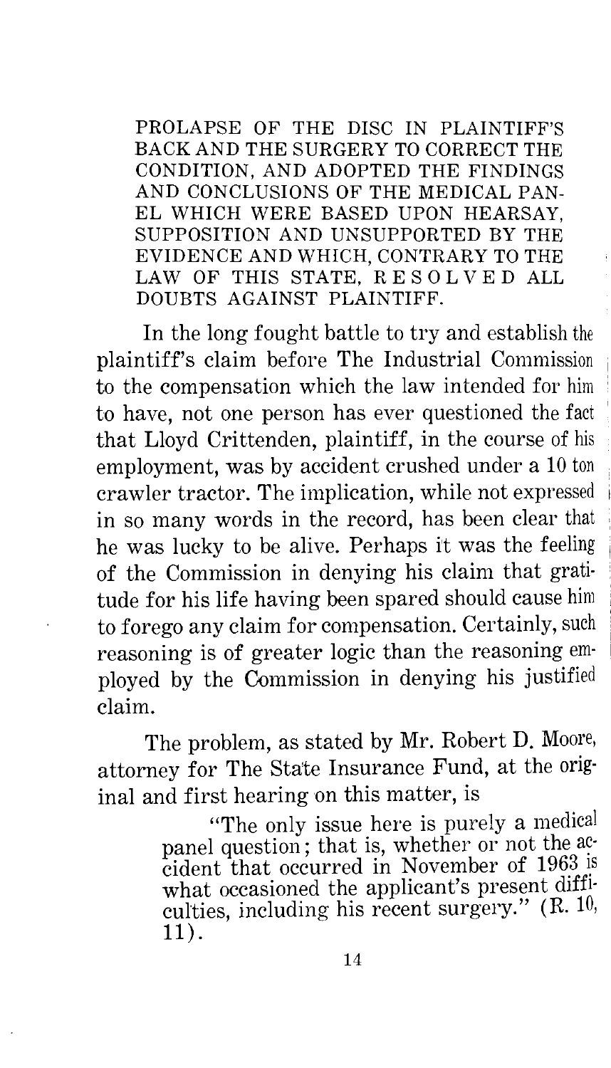PROLAPSE OF THE DISC IN PLAINTIFF'S BACK AND THE SURGERY TO CORRECT THE CONDITION, AND ADOPTED THE FINDINGS AND CONCLUSIONS OF THE MEDICAL PANEL WHICH WERE BASED UPON HEARSAY, SUPPOSITION AND UNSUPPORTED BY THE EVIDENCE AND WHICH, CONTRARY TO THE LAW OF THIS STATE, RESOLVED ALL DOUBTS AGAINST PLAINTIFF.

In the long fought battle to try and establish the plaintiff's claim before The Industrial Commission to the compensation which the law intended for him to have, not one person has ever questioned the fact that Lloyd Crittenden, plaintiff, in the course of his employment, was by accident crushed under a 10 ton crawler tractor. The implication, while not expressed in so many words in the record, has been clear that he was lucky to be alive. Perhaps it was the feeling of the Commission in denying his claim that gratitude for his life having been spared should cause him to forego any claim for compensation. Certainly, such reasoning is of greater logic than the reasoning employed by the Commission in denying his justified claim.

The problem, as stated by Mr. Robert D. Moore, attorney for The State Insurance Fund, at the original and first hearing on this matter, is

> "The only issue here is purely a medical panel question; that is, whether or not the accident that occurred in November of 1963 is what occasioned the applicant's present difficulties, including his recent surgery." (R. 10, 11).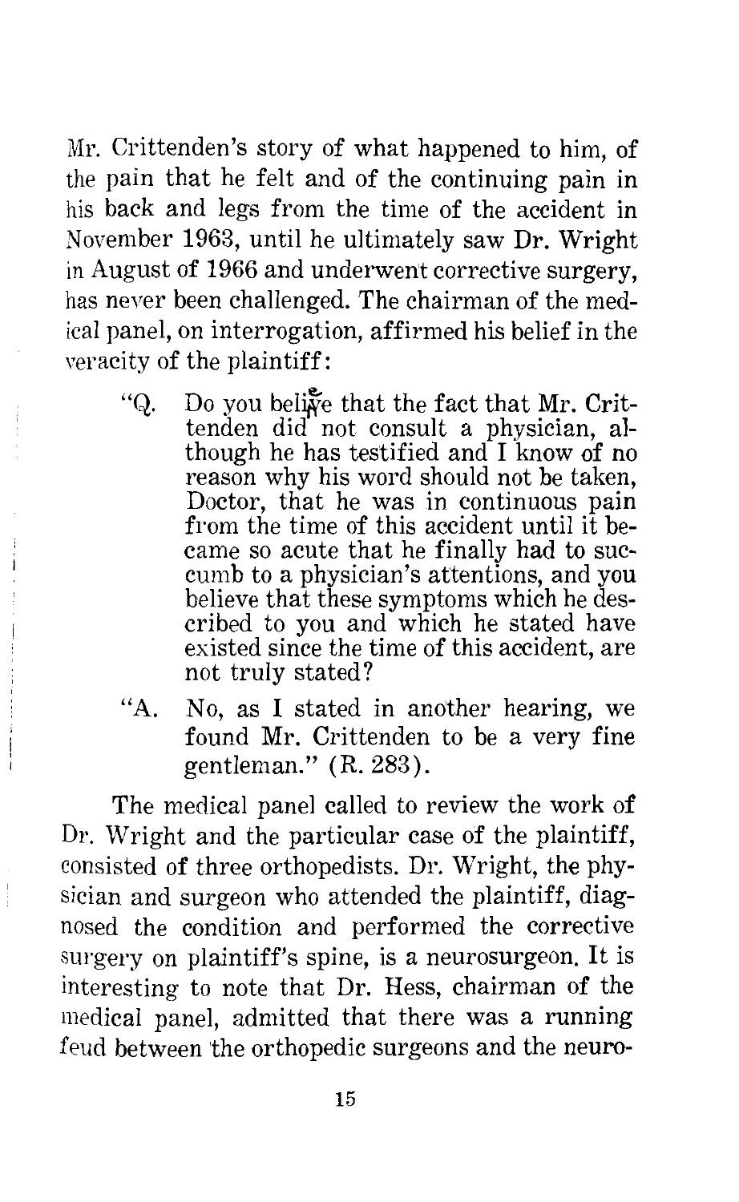Mr. Crittenden's story of what happened to him, of the pain that he felt and of the continuing pain in his back and legs from the time of the accident in November 1963, until he ultimately saw Dr. Wright in August of 1966 and underwent corrective surgery, has never been challenged. The chairman of the medical panel, on interrogation, affirmed his belief in the veracity of the plaintiff:

> "Q. Do you believe that the fact that Mr. Crittenden did not consult a physician, although he has testified and I know of no reason why his word should not be taken, Doctor, that he was in continuous pain from the time of this accident until it became so acute that he finally had to succumb to a physician's attentions, and you believe that these symptoms which he described to you and which he stated have existed since the time of this accident, are not truly stated?
>
> "A. No, as I stated in another hearing, we found Mr. Crittenden to be a very fine gentleman." (R. 283).

The medical panel called to review the work of Dr. Wright and the particular case of the plaintiff, consisted of three orthopedists. Dr. Wright, the physician and surgeon who attended the plaintiff, diagnosed the condition and performed the corrective surgery on plaintiff's spine, is a neurosurgeon. It is interesting to note that Dr. Hess, chairman of the medical panel, admitted that there was a running feud between the orthopedic surgeons and the neuro-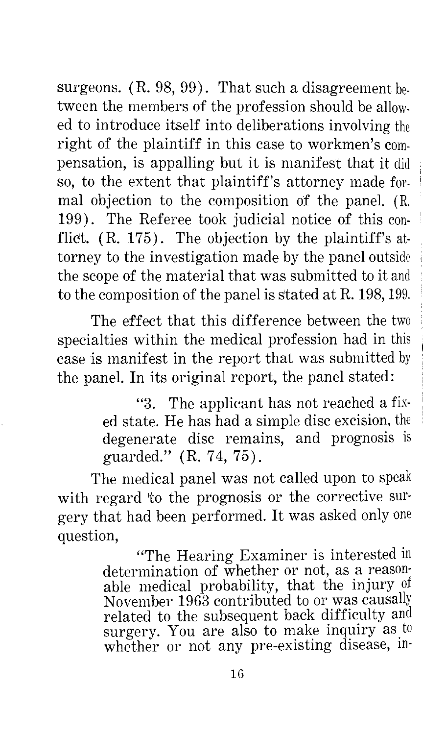surgeons. (R. 98, 99). That such a disagreement between the members of the profession should be allowed to introduce itself into deliberations involving the right of the plaintiff in this case to workmen's compensation, is appalling but it is manifest that it did so, to the extent that plaintiff's attorney made formal objection to the composition of the panel. (R. 199). The Referee took judicial notice of this conflict. (R. 175). The objection by the plaintiff's attorney to the investigation made by the panel outside the scope of the material that was submitted to it and to the composition of the panel is stated at R. 198, 199.

The effect that this difference between the two specialties within the medical profession had in this case is manifest in the report that was submitted by the panel. In its original report, the panel stated:

> "3. The applicant has not reached a fixed state. He has had a simple disc excision, the degenerate disc remains, and prognosis is guarded." (R. 74, 75).

The medical panel was not called upon to speak with regard to the prognosis or the corrective surgery that had been performed. It was asked only one question,

> "The Hearing Examiner is interested in determination of whether or not, as a reasonable medical probability, that the injury of November 1963 contributed to or was causally related to the subsequent back difficulty and surgery. You are also to make inquiry as to whether or not any pre-existing disease, in-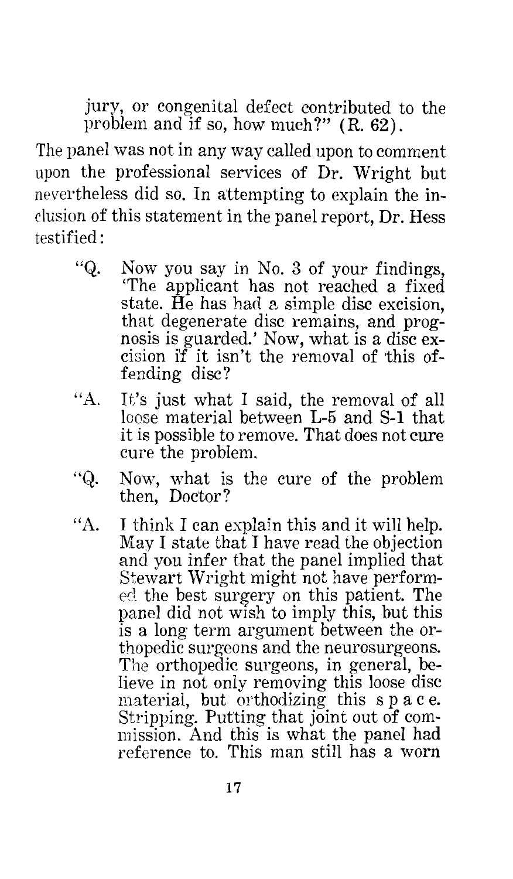jury, or congenital defect contributed to the problem and if so, how much?" (R. 62).

The panel was not in any way called upon to comment upon the professional services of Dr. Wright but nevertheless did so. In attempting to explain the inclusion of this statement in the panel report, Dr. Hess testified:

> "Q. Now you say in No. 3 of your findings, 'The applicant has not reached a fixed state. He has had a simple disc excision, that degenerate disc remains, and prognosis is guarded.' Now, what is a disc excision if it isn't the removal of this offending disc?
>
> "A. It's just what I said, the removal of all loose material between L-5 and S-1 that it is possible to remove. That does not cure cure the problem.
>
> "Q. Now, what is the cure of the problem then, Doctor?
>
> "A. I think I can explain this and it will help. May I state that I have read the objection and you infer that the panel implied that Stewart Wright might not have performed the best surgery on this patient. The panel did not wish to imply this, but this is a long term argument between the orthopedic surgeons and the neurosurgeons. The orthopedic surgeons, in general, believe in not only removing this loose disc material, but orthodizing this s p a c e. Stripping. Putting that joint out of commission. And this is what the panel had reference to. This man still has a worn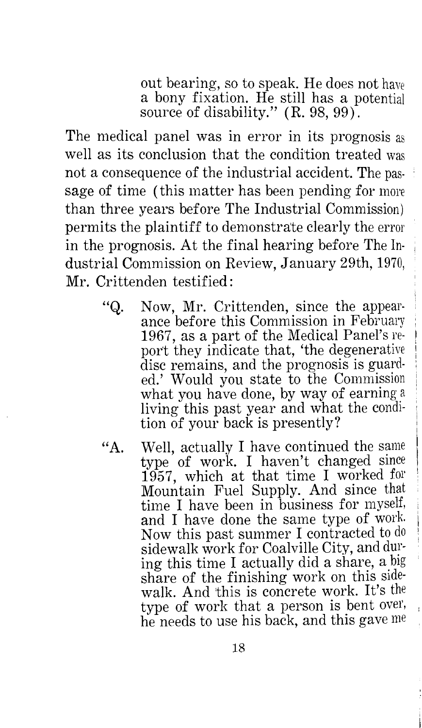out bearing, so to speak. He does not have a bony fixation. He still has a potential source of disability." (R. 98, 99).

The medical panel was in error in its prognosis as well as its conclusion that the condition treated was not a consequence of the industrial accident. The passage of time (this matter has been pending for more than three years before The Industrial Commission) permits the plaintiff to demonstrate clearly the error in the prognosis. At the final hearing before The Industrial Commission on Review, January 29th, 1970, Mr. Crittenden testified:

> "Q. Now, Mr. Crittenden, since the appearance before this Commission in February 1967, as a part of the Medical Panel's report they indicate that, 'the degenerative disc remains, and the prognosis is guarded.' Would you state to the Commission what you have done, by way of earning a living this past year and what the condition of your back is presently?
>
> "A. Well, actually I have continued the same type of work. I haven't changed since 1957, which at that time I worked for Mountain Fuel Supply. And since that time I have been in business for myself, and I have done the same type of work. Now this past summer I contracted to do sidewalk work for Coalville City, and during this time I actually did a share, a big share of the finishing work on this sidewalk. And this is concrete work. It's the type of work that a person is bent over, he needs to use his back, and this gave me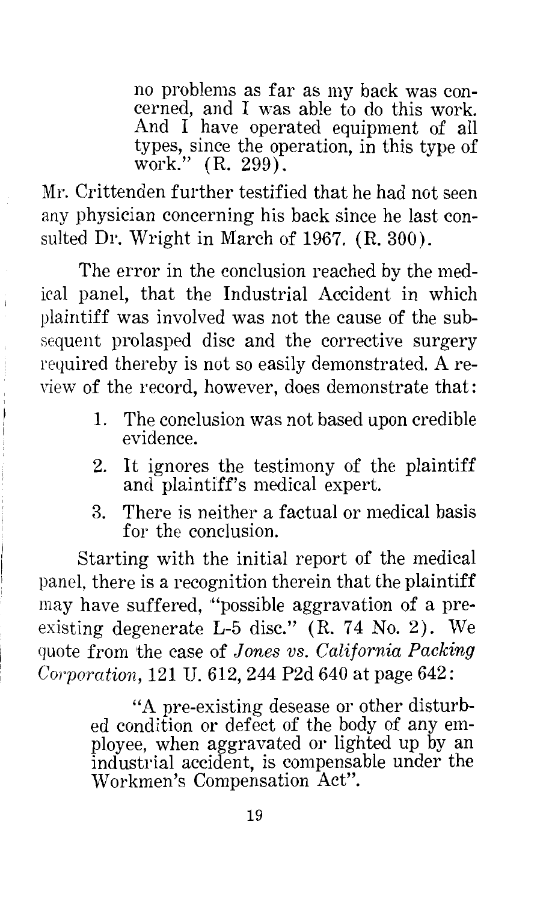> no problems as far as my back was concerned, and I was able to do this work. And I have operated equipment of all types, since the operation, in this type of work." (R. 299).

Mr. Crittenden further testified that he had not seen any physician concerning his back since he last consulted Dr. Wright in March of 1967. (R. 300).

The error in the conclusion reached by the medical panel, that the Industrial Accident in which plaintiff was involved was not the cause of the subsequent prolasped disc and the corrective surgery required thereby is not so easily demonstrated. A review of the record, however, does demonstrate that:

1. The conclusion was not based upon credible evidence.
2. It ignores the testimony of the plaintiff and plaintiff's medical expert.
3. There is neither a factual or medical basis for the conclusion.

Starting with the initial report of the medical panel, there is a recognition therein that the plaintiff may have suffered, "possible aggravation of a pre-existing degenerate L-5 disc." (R. 74 No. 2). We quote from the case of *Jones vs. California Packing Corporation*, 121 U. 612, 244 P2d 640 at page 642:

> "A pre-existing desease or other disturbed condition or defect of the body of any employee, when aggravated or lighted up by an industrial accident, is compensable under the Workmen's Compensation Act".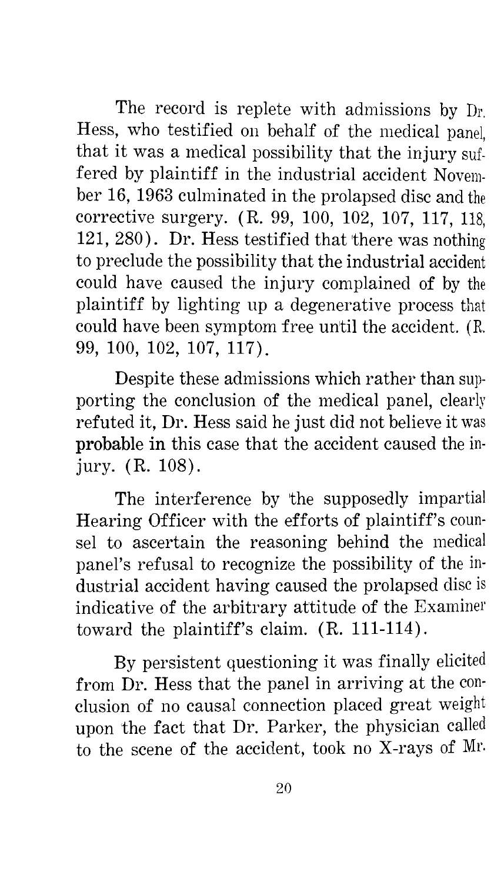The record is replete with admissions by Dr. Hess, who testified on behalf of the medical panel, that it was a medical possibility that the injury suffered by plaintiff in the industrial accident November 16, 1963 culminated in the prolapsed disc and the corrective surgery. (R. 99, 100, 102, 107, 117, 118, 121, 280). Dr. Hess testified that there was nothing to preclude the possibility that the industrial accident could have caused the injury complained of by the plaintiff by lighting up a degenerative process that could have been symptom free until the accident. (R. 99, 100, 102, 107, 117).

Despite these admissions which rather than supporting the conclusion of the medical panel, clearly refuted it, Dr. Hess said he just did not believe it was **probable in** this case that the accident caused the injury. (R. 108).

The interference by the supposedly impartial Hearing Officer with the efforts of plaintiff's counsel to ascertain the reasoning behind the medical panel's refusal to recognize the possibility of the industrial accident having caused the prolapsed disc is indicative of the arbitrary attitude of the Examiner toward the plaintiff's claim. (R. 111-114).

By persistent questioning it was finally elicited from Dr. Hess that the panel in arriving at the conclusion of no causal connection placed great weight upon the fact that Dr. Parker, the physician called to the scene of the accident, took no X-rays of Mr.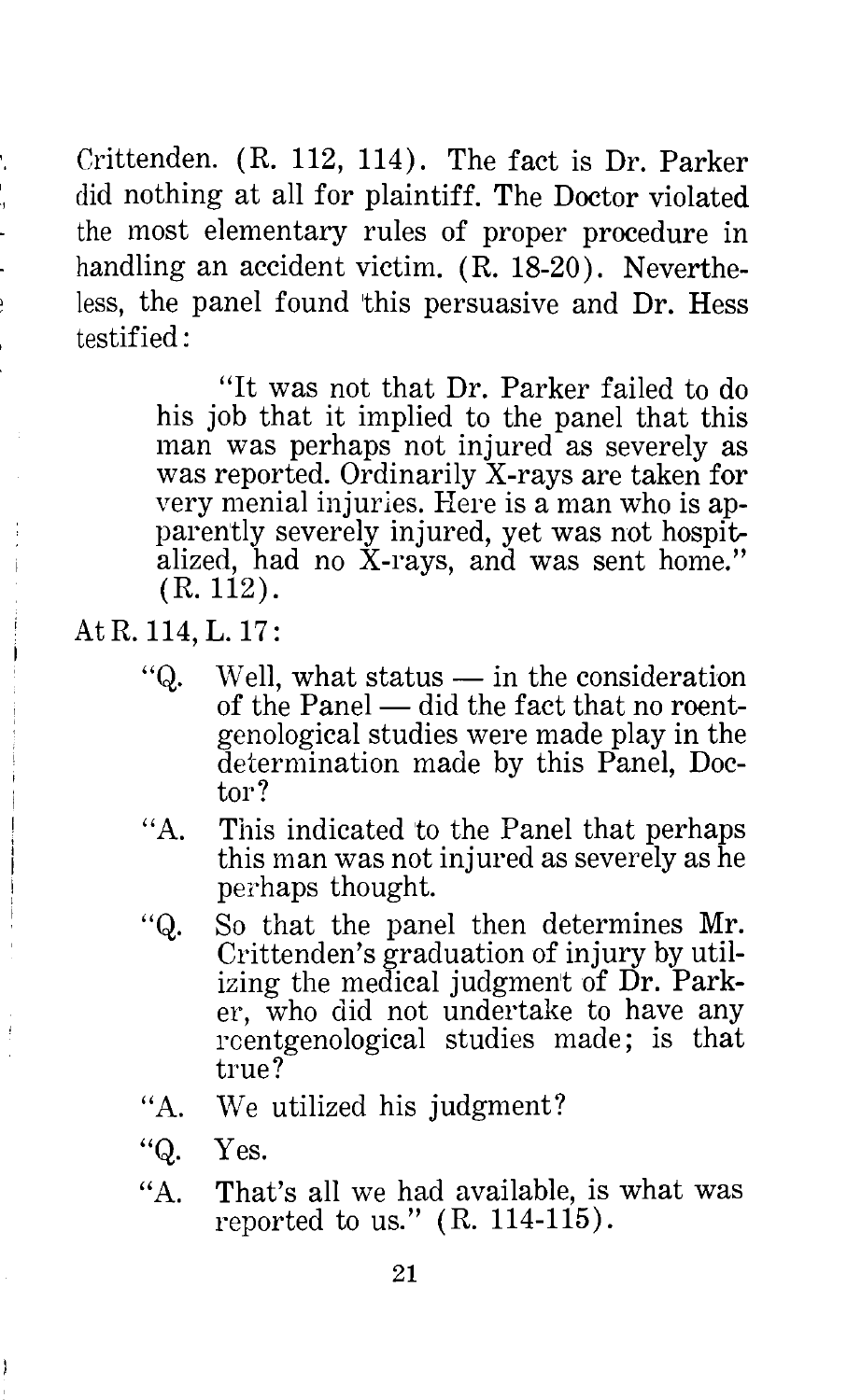Crittenden. (R. 112, 114). The fact is Dr. Parker did nothing at all for plaintiff. The Doctor violated the most elementary rules of proper procedure in handling an accident victim. (R. 18-20). Nevertheless, the panel found this persuasive and Dr. Hess testified:

> "It was not that Dr. Parker failed to do his job that it implied to the panel that this man was perhaps not injured as severely as was reported. Ordinarily X-rays are taken for very menial injuries. Here is a man who is apparently severely injured, yet was not hospitalized, had no X-rays, and was sent home." (R. 112).

At R. 114, L. 17:

> "Q. Well, what status — in the consideration of the Panel — did the fact that no roentgenological studies were made play in the determination made by this Panel, Doctor?
>
> "A. This indicated to the Panel that perhaps this man was not injured as severely as he perhaps thought.
>
> "Q. So that the panel then determines Mr. Crittenden's graduation of injury by utilizing the medical judgment of Dr. Parker, who did not undertake to have any roentgenological studies made; is that true?
>
> "A. We utilized his judgment?
>
> "Q. Yes.
>
> "A. That's all we had available, is what was reported to us." (R. 114-115).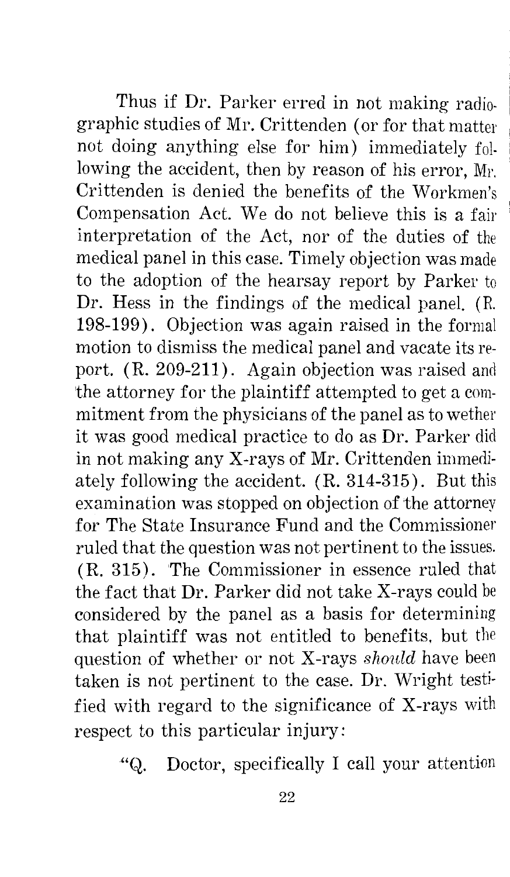Thus if Dr. Parker erred in not making radiographic studies of Mr. Crittenden (or for that matter not doing anything else for him) immediately following the accident, then by reason of his error, Mr. Crittenden is denied the benefits of the Workmen's Compensation Act. We do not believe this is a fair interpretation of the Act, nor of the duties of the medical panel in this case. Timely objection was made to the adoption of the hearsay report by Parker to Dr. Hess in the findings of the medical panel. (R. 198-199). Objection was again raised in the formal motion to dismiss the medical panel and vacate its report. (R. 209-211). Again objection was raised and the attorney for the plaintiff attempted to get a commitment from the physicians of the panel as to wether it was good medical practice to do as Dr. Parker did in not making any X-rays of Mr. Crittenden immediately following the accident. (R. 314-315). But this examination was stopped on objection of the attorney for The State Insurance Fund and the Commissioner ruled that the question was not pertinent to the issues. (R. 315). The Commissioner in essence ruled that the fact that Dr. Parker did not take X-rays could be considered by the panel as a basis for determining that plaintiff was not entitled to benefits, but the question of whether or not X-rays *should* have been taken is not pertinent to the case. Dr. Wright testified with regard to the significance of X-rays with respect to this particular injury:

"Q. Doctor, specifically I call your attention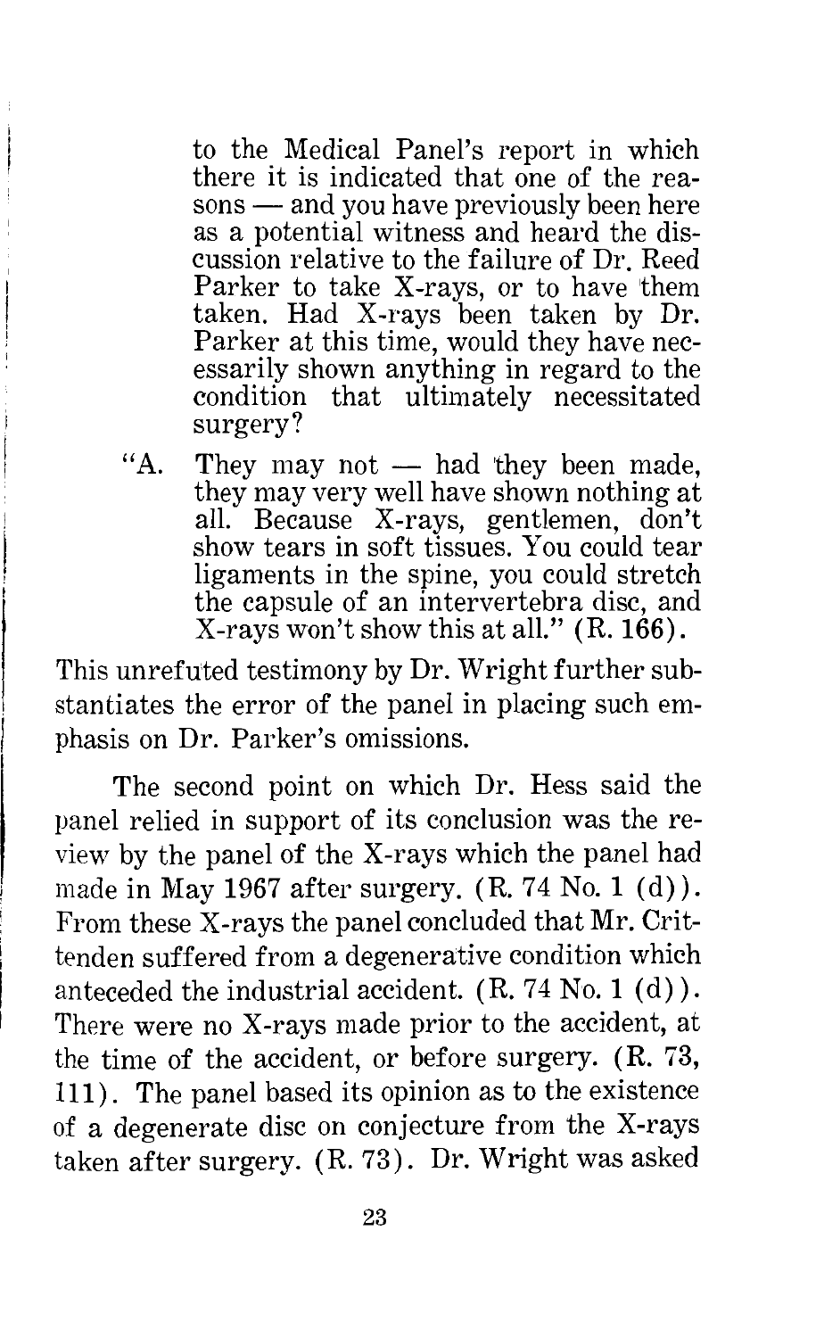> to the Medical Panel's report in which there it is indicated that one of the reasons — and you have previously been here as a potential witness and heard the discussion relative to the failure of Dr. Reed Parker to take X-rays, or to have them taken. Had X-rays been taken by Dr. Parker at this time, would they have necessarily shown anything in regard to the condition that ultimately necessitated surgery?
>
> "A. They may not — had they been made, they may very well have shown nothing at all. Because X-rays, gentlemen, don't show tears in soft tissues. You could tear ligaments in the spine, you could stretch the capsule of an intervertebra disc, and X-rays won't show this at all." (R. 166).

This unrefuted testimony by Dr. Wright further substantiates the error of the panel in placing such emphasis on Dr. Parker's omissions.

The second point on which Dr. Hess said the panel relied in support of its conclusion was the review by the panel of the X-rays which the panel had made in May 1967 after surgery. (R. 74 No. 1 (d)). From these X-rays the panel concluded that Mr. Crittenden suffered from a degenerative condition which anteceded the industrial accident. (R. 74 No. 1 (d)). There were no X-rays made prior to the accident, at the time of the accident, or before surgery. (R. 73, 111). The panel based its opinion as to the existence of a degenerate disc on conjecture from the X-rays taken after surgery. (R. 73). Dr. Wright was asked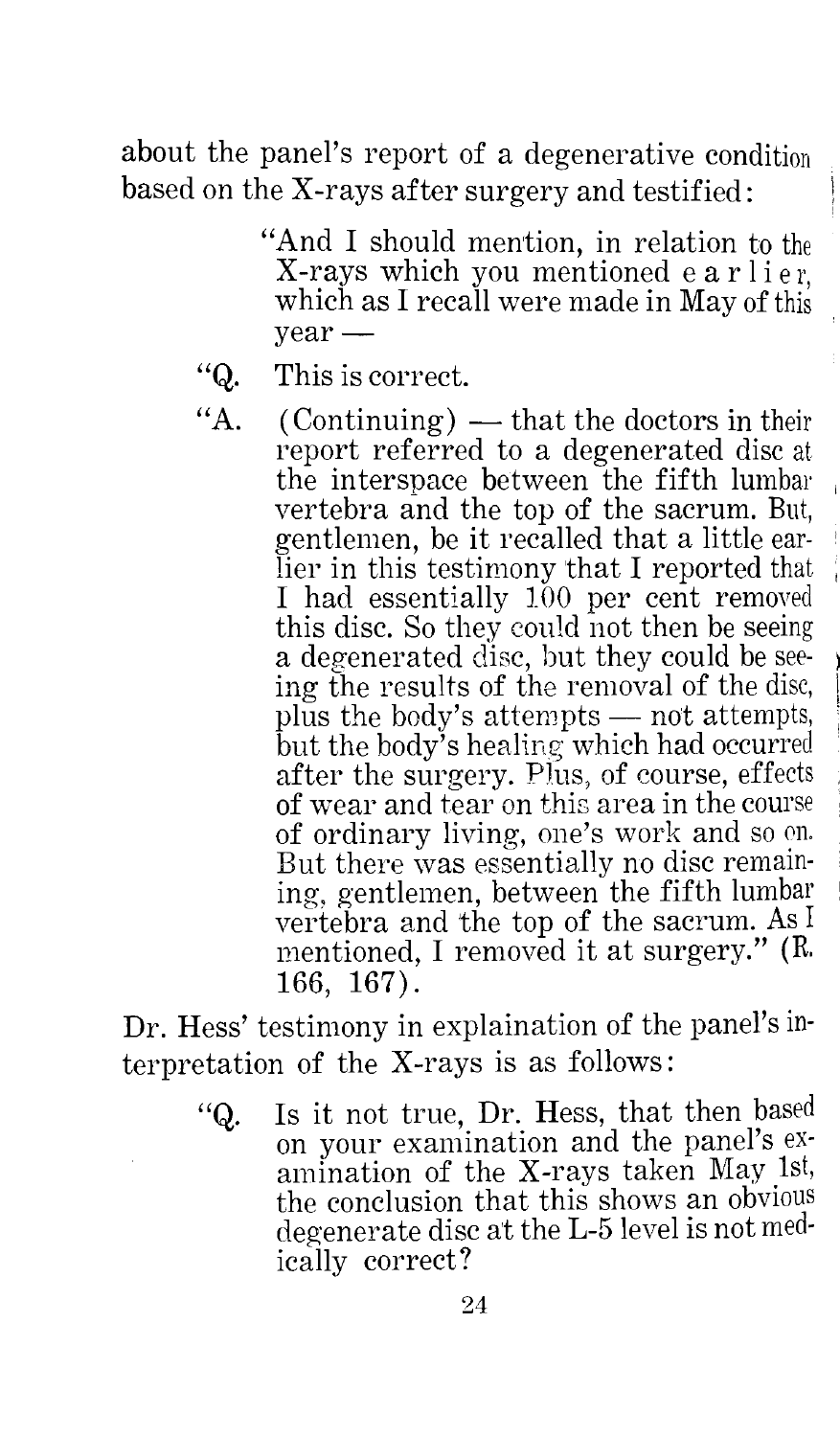about the panel's report of a degenerative condition based on the X-rays after surgery and testified:

> "And I should mention, in relation to the X-rays which you mentioned earlier, which as I recall were made in May of this year —
>
> "Q. This is correct.
>
> "A. (Continuing) — that the doctors in their report referred to a degenerated disc at the interspace between the fifth lumbar vertebra and the top of the sacrum. But, gentlemen, be it recalled that a little earlier in this testimony that I reported that I had essentially 100 per cent removed this disc. So they could not then be seeing a degenerated disc, but they could be seeing the results of the removal of the disc, plus the body's attempts — not attempts, but the body's healing which had occurred after the surgery. Plus, of course, effects of wear and tear on this area in the course of ordinary living, one's work and so on. But there was essentially no disc remaining, gentlemen, between the fifth lumbar vertebra and the top of the sacrum. As I mentioned, I removed it at surgery." (R. 166, 167).

Dr. Hess' testimony in explaination of the panel's interpretation of the X-rays is as follows:

> "Q. Is it not true, Dr. Hess, that then based on your examination and the panel's examination of the X-rays taken May 1st, the conclusion that this shows an obvious degenerate disc at the L-5 level is not medically correct?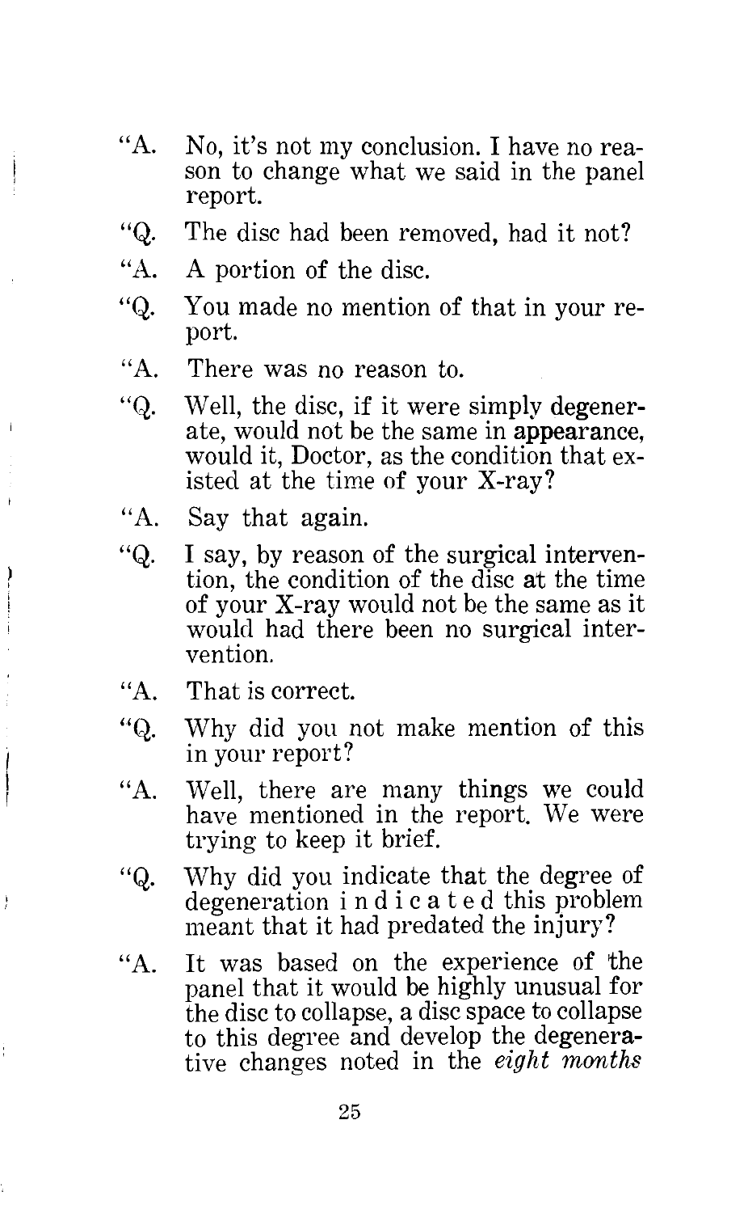"A. No, it's not my conclusion. I have no reason to change what we said in the panel report.

"Q. The disc had been removed, had it not?

"A. A portion of the disc.

"Q. You made no mention of that in your report.

"A. There was no reason to.

"Q. Well, the disc, if it were simply degenerate, would not be the same in appearance, would it, Doctor, as the condition that existed at the time of your X-ray?

"A. Say that again.

"Q. I say, by reason of the surgical intervention, the condition of the disc at the time of your X-ray would not be the same as it would had there been no surgical intervention.

"A. That is correct.

"Q. Why did you not make mention of this in your report?

"A. Well, there are many things we could have mentioned in the report. We were trying to keep it brief.

"Q. Why did you indicate that the degree of degeneration indicated this problem meant that it had predated the injury?

"A. It was based on the experience of the panel that it would be highly unusual for the disc to collapse, a disc space to collapse to this degree and develop the degenerative changes noted in the *eight months*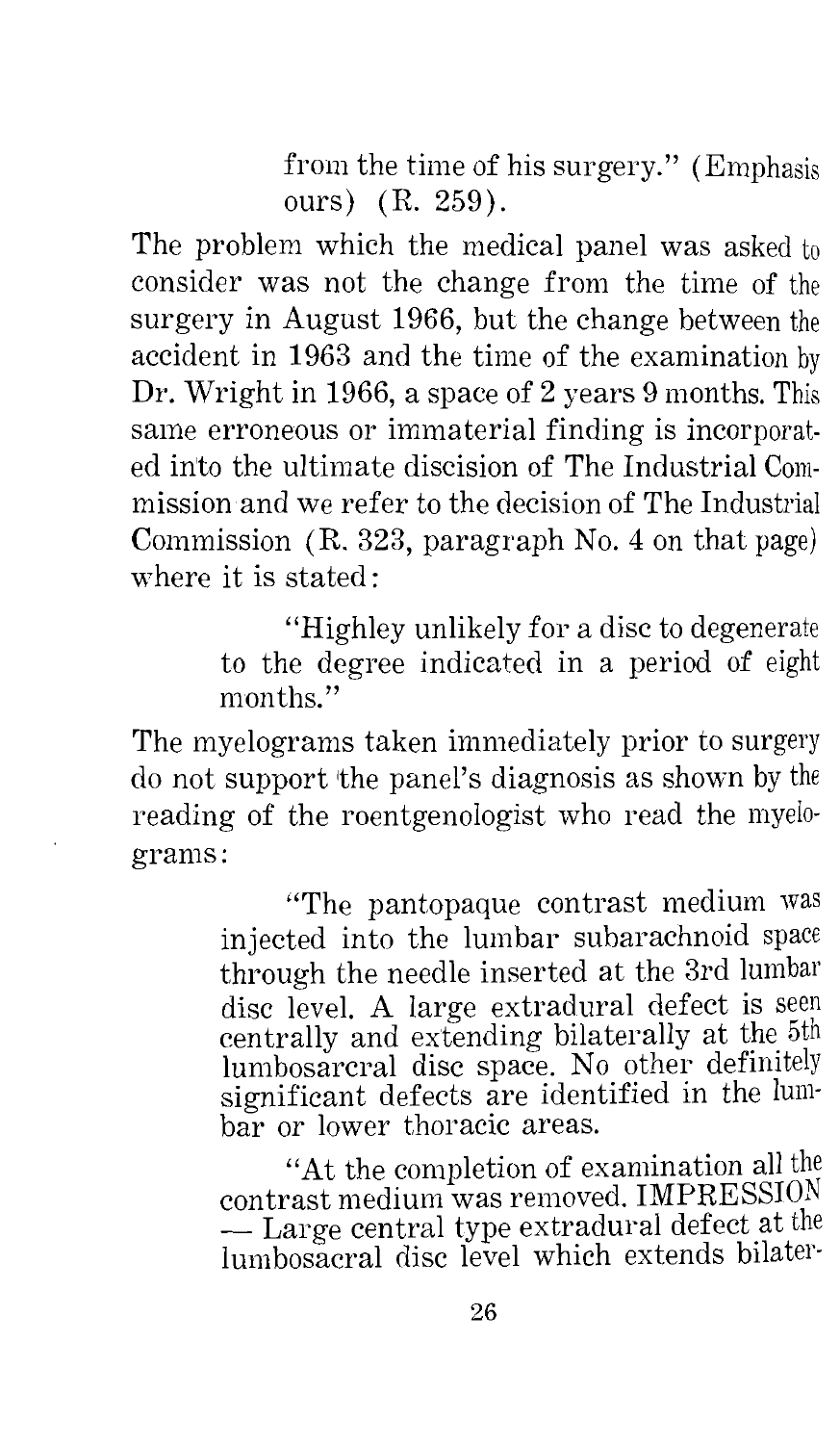from the time of his surgery." (Emphasis ours) (R. 259).

The problem which the medical panel was asked to consider was not the change from the time of the surgery in August 1966, but the change between the accident in 1963 and the time of the examination by Dr. Wright in 1966, a space of 2 years 9 months. This same erroneous or immaterial finding is incorporated into the ultimate discision of The Industrial Commission and we refer to the decision of The Industrial Commission (R. 323, paragraph No. 4 on that page) where it is stated:

> "Highley unlikely for a disc to degenerate to the degree indicated in a period of eight months."

The myelograms taken immediately prior to surgery do not support the panel's diagnosis as shown by the reading of the roentgenologist who read the myelograms:

> "The pantopaque contrast medium was injected into the lumbar subarachnoid space through the needle inserted at the 3rd lumbar disc level. A large extradural defect is seen centrally and extending bilaterally at the 5th lumbosarcral disc space. No other definitely significant defects are identified in the lumbar or lower thoracic areas.
>
> "At the completion of examination all the contrast medium was removed. IMPRESSION — Large central type extradural defect at the lumbosacral disc level which extends bilater-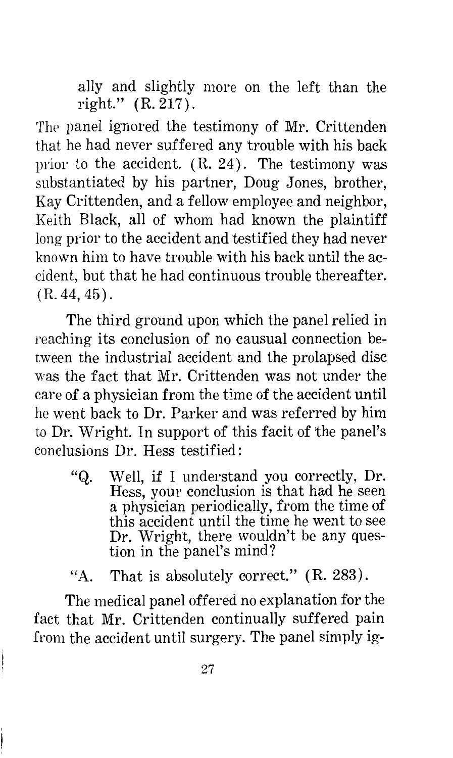ally and slightly more on the left than the right." (R. 217).

The panel ignored the testimony of Mr. Crittenden that he had never suffered any trouble with his back prior to the accident. (R. 24). The testimony was substantiated by his partner, Doug Jones, brother, Kay Crittenden, and a fellow employee and neighbor, Keith Black, all of whom had known the plaintiff long prior to the accident and testified they had never known him to have trouble with his back until the accident, but that he had continuous trouble thereafter. (R. 44, 45).

The third ground upon which the panel relied in reaching its conclusion of no causual connection between the industrial accident and the prolapsed disc was the fact that Mr. Crittenden was not under the care of a physician from the time of the accident until he went back to Dr. Parker and was referred by him to Dr. Wright. In support of this facit of the panel's conclusions Dr. Hess testified:

> "Q. Well, if I understand you correctly, Dr. Hess, your conclusion is that had he seen a physician periodically, from the time of this accident until the time he went to see Dr. Wright, there wouldn't be any question in the panel's mind?
>
> "A. That is absolutely correct." (R. 283).

The medical panel offered no explanation for the fact that Mr. Crittenden continually suffered pain from the accident until surgery. The panel simply ig-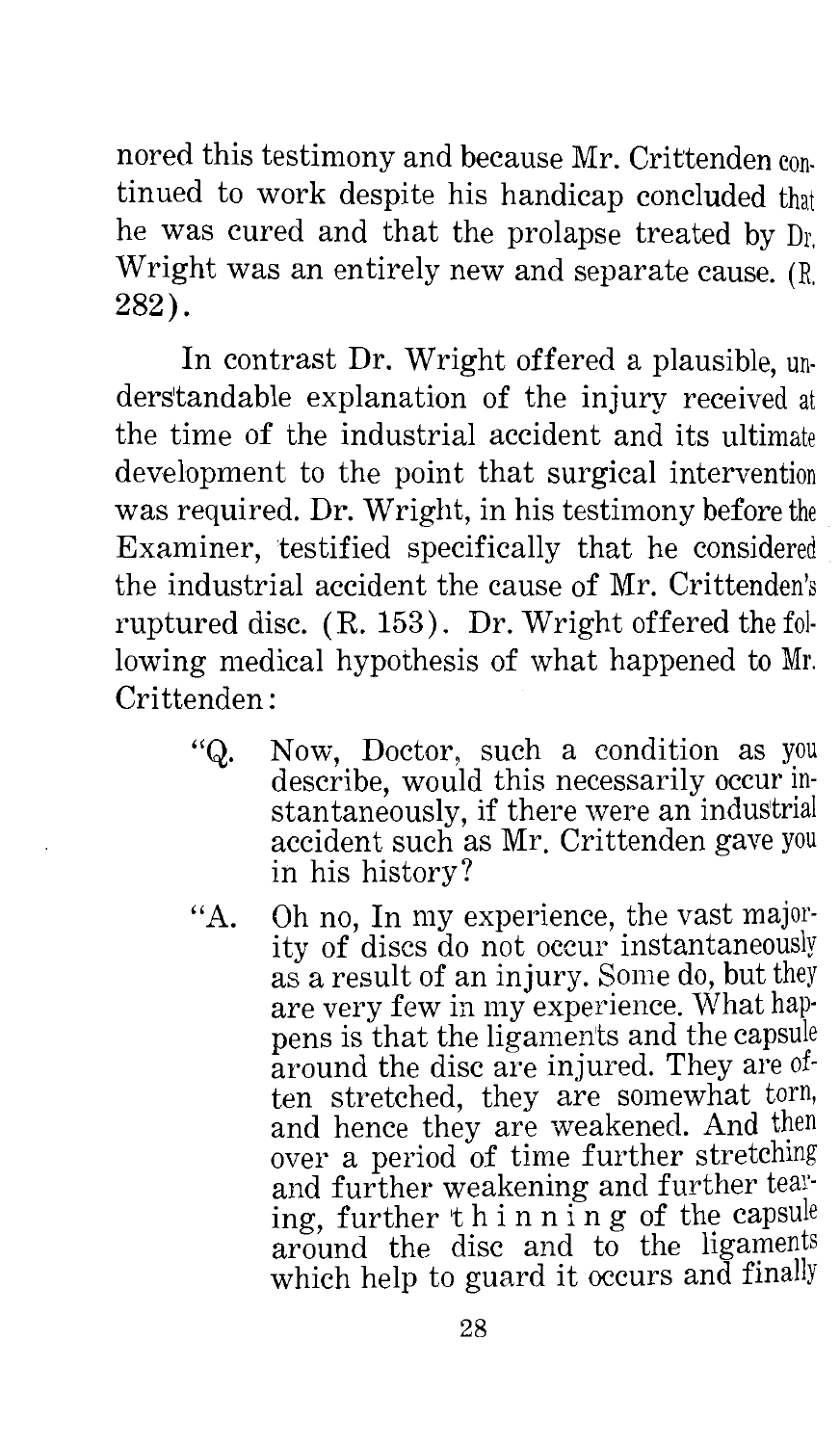nored this testimony and because Mr. Crittenden continued to work despite his handicap concluded that he was cured and that the prolapse treated by Dr. Wright was an entirely new and separate cause. (R. 282).

In contrast Dr. Wright offered a plausible, understandable explanation of the injury received at the time of the industrial accident and its ultimate development to the point that surgical intervention was required. Dr. Wright, in his testimony before the Examiner, testified specifically that he considered the industrial accident the cause of Mr. Crittenden's ruptured disc. (R. 153). Dr. Wright offered the following medical hypothesis of what happened to Mr. Crittenden:

> "Q. Now, Doctor, such a condition as you describe, would this necessarily occur instantaneously, if there were an industrial accident such as Mr. Crittenden gave you in his history?
>
> "A. Oh no, In my experience, the vast majority of discs do not occur instantaneously as a result of an injury. Some do, but they are very few in my experience. What happens is that the ligaments and the capsule around the disc are injured. They are often stretched, they are somewhat torn, and hence they are weakened. And then over a period of time further stretching and further weakening and further tearing, further thinning of the capsule around the disc and to the ligaments which help to guard it occurs and finally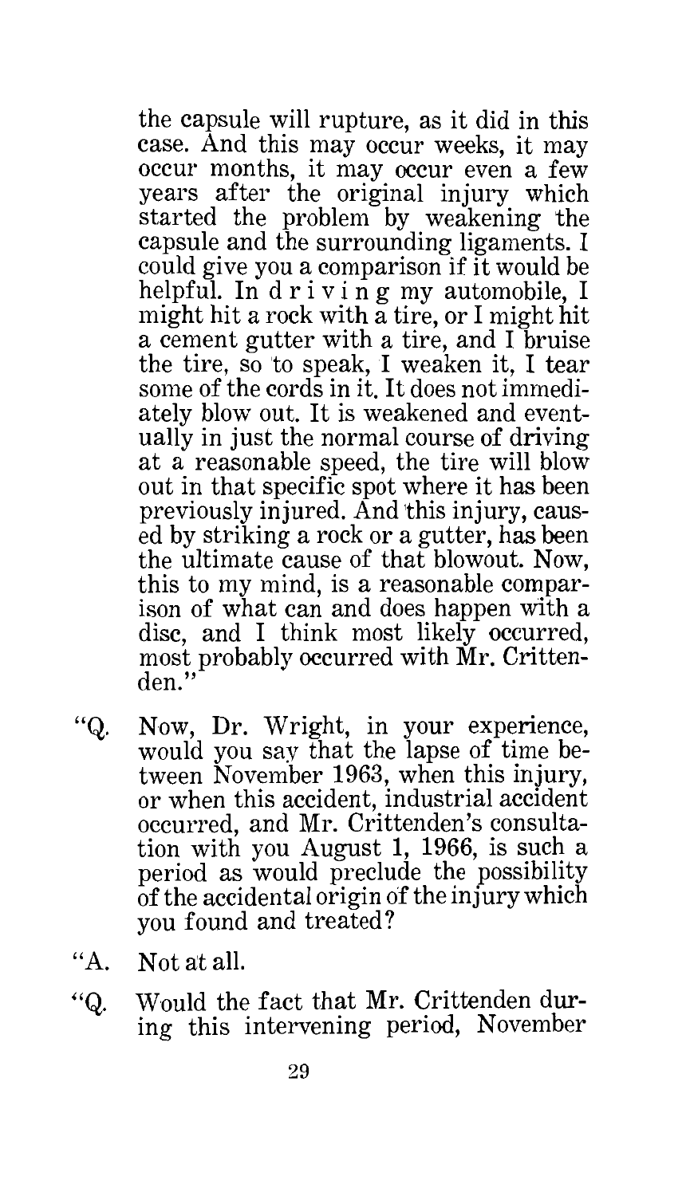the capsule will rupture, as it did in this case. And this may occur weeks, it may occur months, it may occur even a few years after the original injury which started the problem by weakening the capsule and the surrounding ligaments. I could give you a comparison if it would be helpful. In driving my automobile, I might hit a rock with a tire, or I might hit a cement gutter with a tire, and I bruise the tire, so to speak, I weaken it, I tear some of the cords in it. It does not immediately blow out. It is weakened and eventually in just the normal course of driving at a reasonable speed, the tire will blow out in that specific spot where it has been previously injured. And this injury, caused by striking a rock or a gutter, has been the ultimate cause of that blowout. Now, this to my mind, is a reasonable comparison of what can and does happen with a disc, and I think most likely occurred, most probably occurred with Mr. Crittenden."

"Q. Now, Dr. Wright, in your experience, would you say that the lapse of time between November 1963, when this injury, or when this accident, industrial accident occurred, and Mr. Crittenden's consultation with you August 1, 1966, is such a period as would preclude the possibility of the accidental origin of the injury which you found and treated?

"A. Not at all.

"Q. Would the fact that Mr. Crittenden during this intervening period, November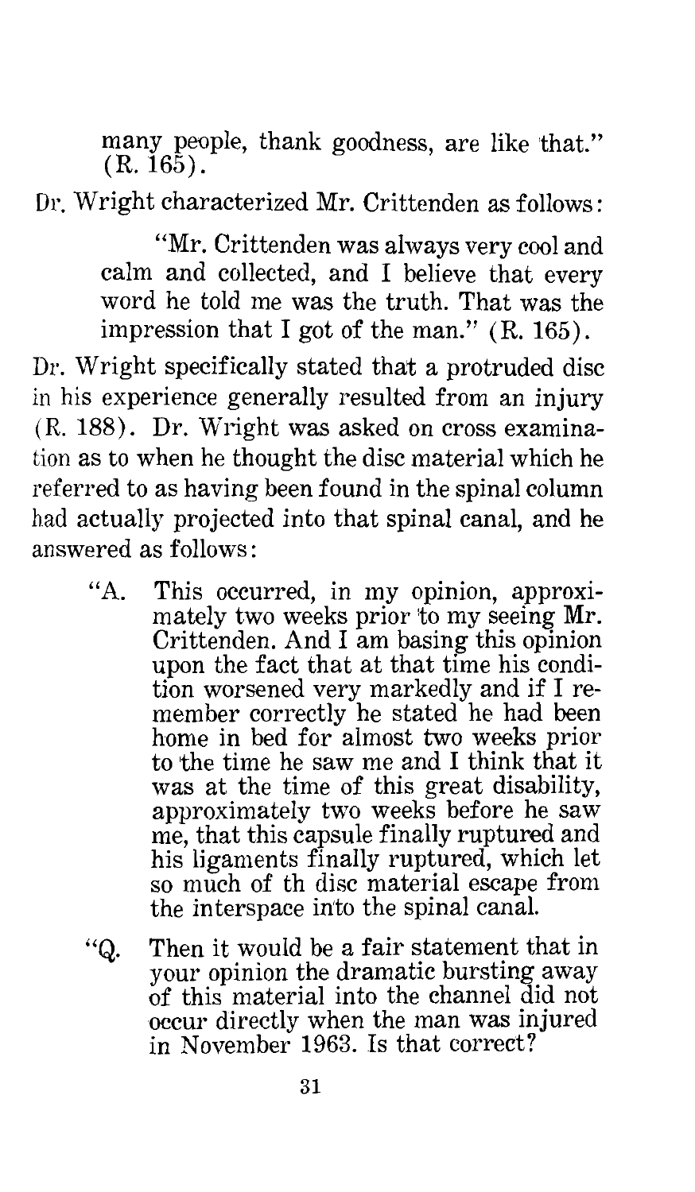> many people, thank goodness, are like that." (R. 165).

Dr. Wright characterized Mr. Crittenden as follows:

> "Mr. Crittenden was always very cool and calm and collected, and I believe that every word he told me was the truth. That was the impression that I got of the man." (R. 165).

Dr. Wright specifically stated that a protruded disc in his experience generally resulted from an injury (R. 188). Dr. Wright was asked on cross examination as to when he thought the disc material which he referred to as having been found in the spinal column had actually projected into that spinal canal, and he answered as follows:

> "A. This occurred, in my opinion, approximately two weeks prior to my seeing Mr. Crittenden. And I am basing this opinion upon the fact that at that time his condition worsened very markedly and if I remember correctly he stated he had been home in bed for almost two weeks prior to the time he saw me and I think that it was at the time of this great disability, approximately two weeks before he saw me, that this capsule finally ruptured and his ligaments finally ruptured, which let so much of th disc material escape from the interspace into the spinal canal.
>
> "Q. Then it would be a fair statement that in your opinion the dramatic bursting away of this material into the channel did not occur directly when the man was injured in November 1963. Is that correct?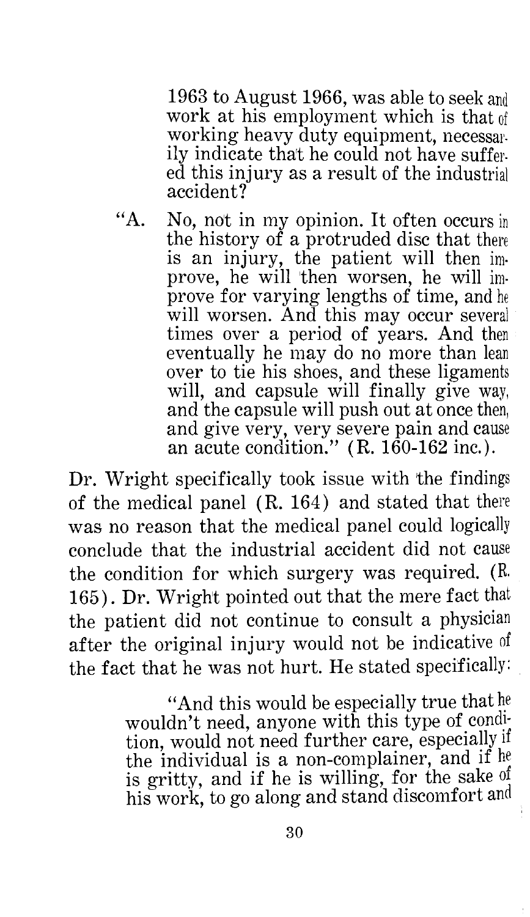> 1963 to August 1966, was able to seek and work at his employment which is that of working heavy duty equipment, necessarily indicate that he could not have suffered this injury as a result of the industrial accident?
>
> "A. No, not in my opinion. It often occurs in the history of a protruded disc that there is an injury, the patient will then improve, he will then worsen, he will improve for varying lengths of time, and he will worsen. And this may occur several times over a period of years. And then eventually he may do no more than lean over to tie his shoes, and these ligaments will, and capsule will finally give way, and the capsule will push out at once then, and give very, very severe pain and cause an acute condition." (R. 160-162 inc.).

Dr. Wright specifically took issue with the findings of the medical panel (R. 164) and stated that there was no reason that the medical panel could logically conclude that the industrial accident did not cause the condition for which surgery was required. (R. 165). Dr. Wright pointed out that the mere fact that the patient did not continue to consult a physician after the original injury would not be indicative of the fact that he was not hurt. He stated specifically:

> "And this would be especially true that he wouldn't need, anyone with this type of condition, would not need further care, especially if the individual is a non-complainer, and if he is gritty, and if he is willing, for the sake of his work, to go along and stand discomfort and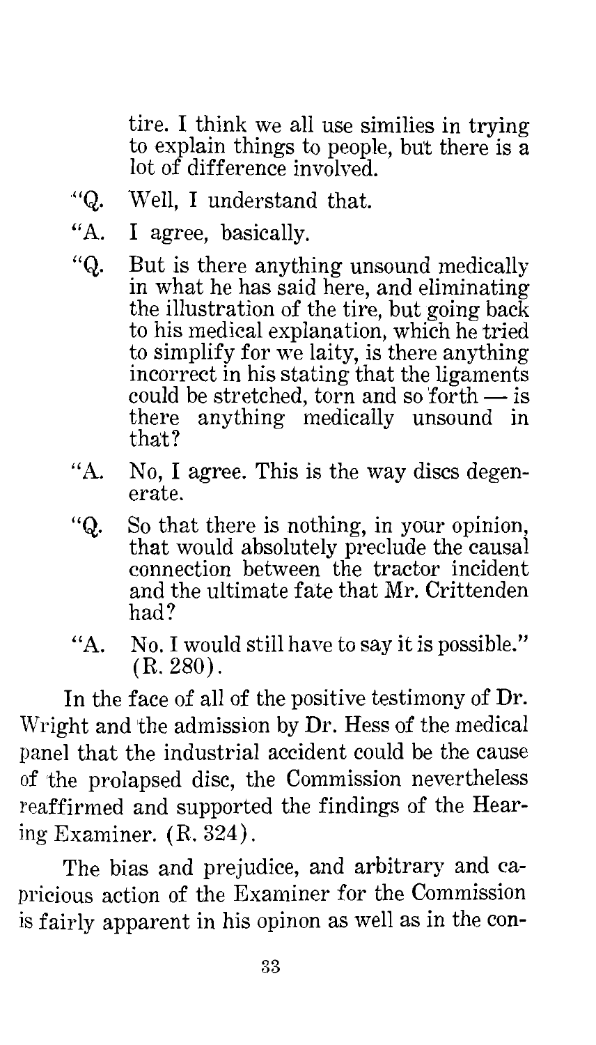tire. I think we all use similies in trying to explain things to people, but there is a lot of difference involved.

"Q. Well, I understand that.

"A. I agree, basically.

"Q. But is there anything unsound medically in what he has said here, and eliminating the illustration of the tire, but going back to his medical explanation, which he tried to simplify for we laity, is there anything incorrect in his stating that the ligaments could be stretched, torn and so forth — is there anything medically unsound in that?

"A. No, I agree. This is the way discs degenerate.

"Q. So that there is nothing, in your opinion, that would absolutely preclude the causal connection between the tractor incident and the ultimate fate that Mr. Crittenden had?

"A. No. I would still have to say it is possible." (R. 280).

In the face of all of the positive testimony of Dr. Wright and the admission by Dr. Hess of the medical panel that the industrial accident could be the cause of the prolapsed disc, the Commission nevertheless reaffirmed and supported the findings of the Hearing Examiner. (R. 324).

The bias and prejudice, and arbitrary and capricious action of the Examiner for the Commission is fairly apparent in his opinon as well as in the con-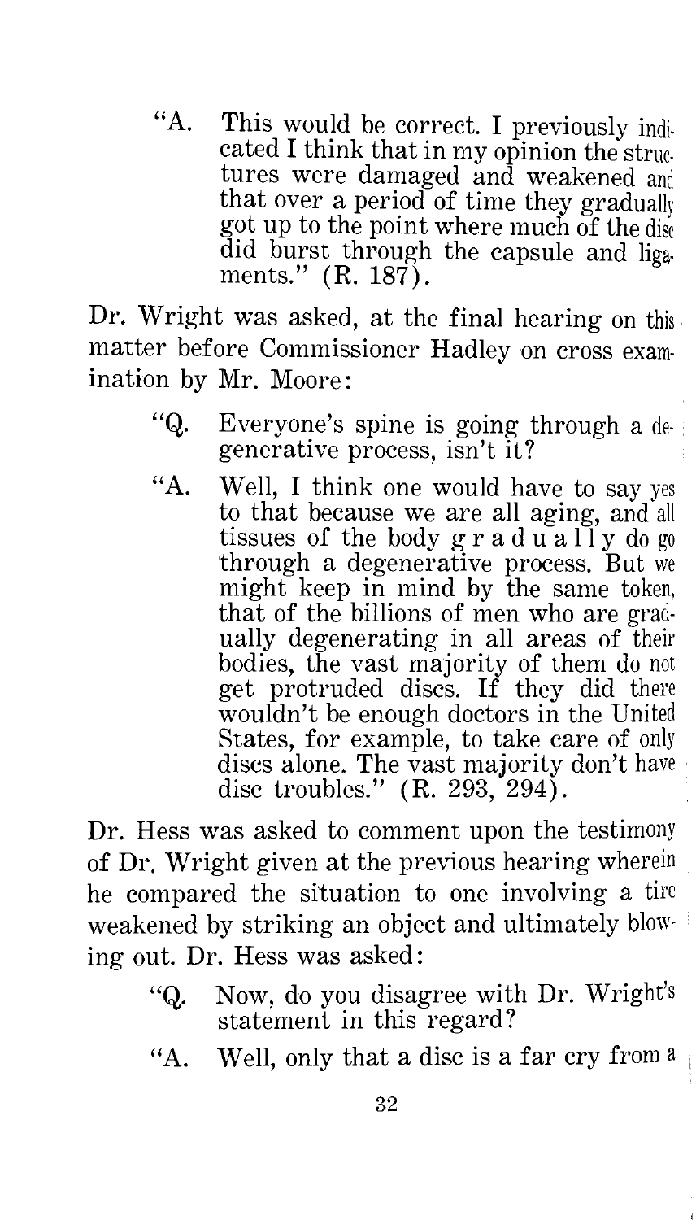> "A. This would be correct. I previously indicated I think that in my opinion the structures were damaged and weakened and that over a period of time they gradually got up to the point where much of the disc did burst through the capsule and ligaments." (R. 187).

Dr. Wright was asked, at the final hearing on this matter before Commissioner Hadley on cross examination by Mr. Moore:

> "Q. Everyone's spine is going through a degenerative process, isn't it?
>
> "A. Well, I think one would have to say yes to that because we are all aging, and all tissues of the body g r a d u a l l y do go through a degenerative process. But we might keep in mind by the same token, that of the billions of men who are gradually degenerating in all areas of their bodies, the vast majority of them do not get protruded discs. If they did there wouldn't be enough doctors in the United States, for example, to take care of only discs alone. The vast majority don't have disc troubles." (R. 293, 294).

Dr. Hess was asked to comment upon the testimony of Dr. Wright given at the previous hearing wherein he compared the situation to one involving a tire weakened by striking an object and ultimately blowing out. Dr. Hess was asked:

> "Q. Now, do you disagree with Dr. Wright's statement in this regard?
>
> "A. Well, only that a disc is a far cry from a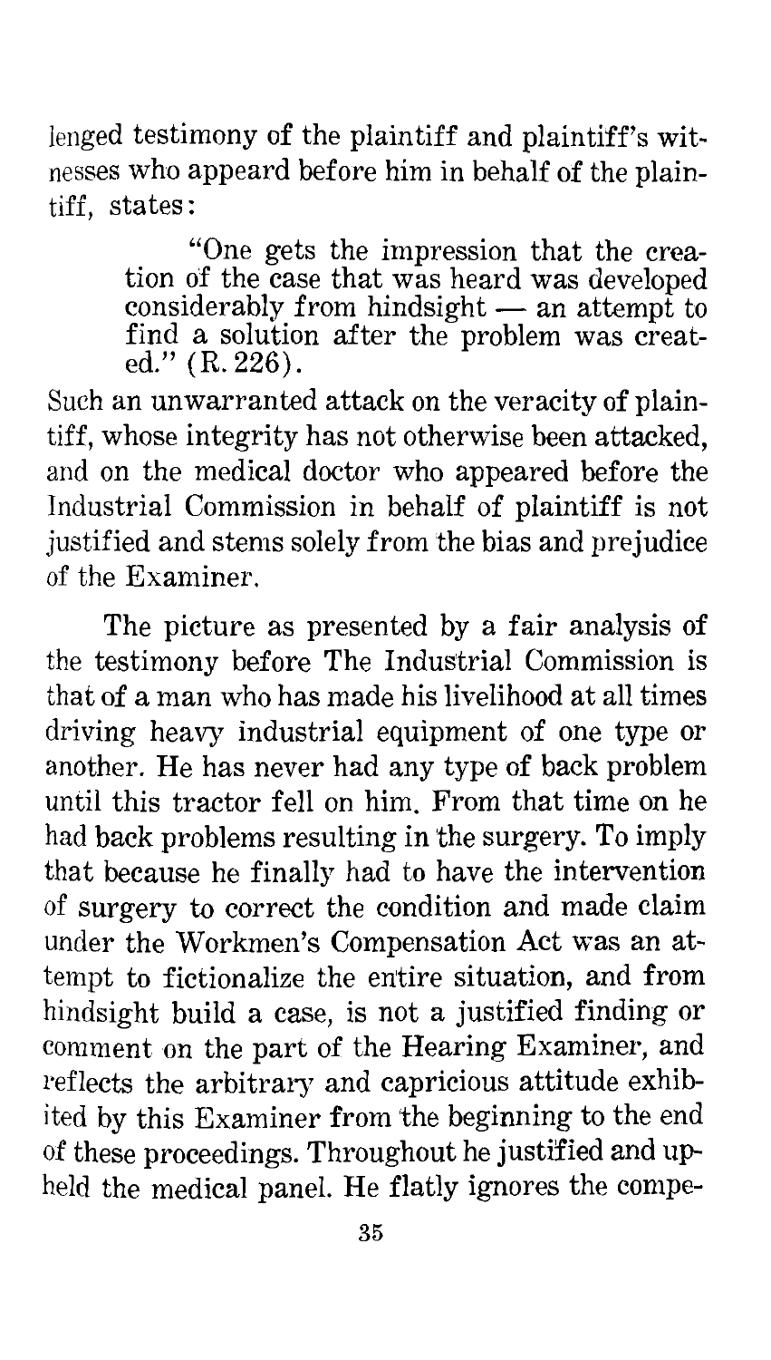lenged testimony of the plaintiff and plaintiff's witnesses who appeard before him in behalf of the plaintiff, states:

> "One gets the impression that the creation of the case that was heard was developed considerably from hindsight — an attempt to find a solution after the problem was created." (R. 226).

Such an unwarranted attack on the veracity of plaintiff, whose integrity has not otherwise been attacked, and on the medical doctor who appeared before the Industrial Commission in behalf of plaintiff is not justified and stems solely from the bias and prejudice of the Examiner.

The picture as presented by a fair analysis of the testimony before The Industrial Commission is that of a man who has made his livelihood at all times driving heavy industrial equipment of one type or another. He has never had any type of back problem until this tractor fell on him. From that time on he had back problems resulting in the surgery. To imply that because he finally had to have the intervention of surgery to correct the condition and made claim under the Workmen's Compensation Act was an attempt to fictionalize the entire situation, and from hindsight build a case, is not a justified finding or comment on the part of the Hearing Examiner, and reflects the arbitrary and capricious attitude exhibited by this Examiner from the beginning to the end of these proceedings. Throughout he justified and upheld the medical panel. He flatly ignores the compe-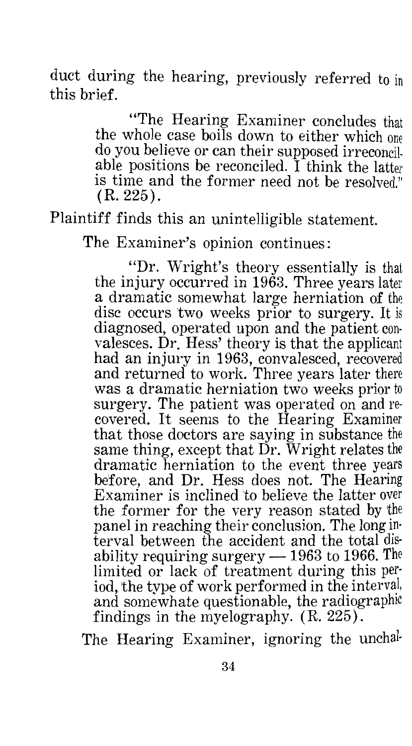duct during the hearing, previously referred to in this brief.

> "The Hearing Examiner concludes that the whole case boils down to either which one do you believe or can their supposed irreconcilable positions be reconciled. I think the latter is time and the former need not be resolved." (R. 225).

Plaintiff finds this an unintelligible statement.

The Examiner's opinion continues:

> "Dr. Wright's theory essentially is that the injury occurred in 1963. Three years later a dramatic somewhat large herniation of the disc occurs two weeks prior to surgery. It is diagnosed, operated upon and the patient convalesces. Dr. Hess' theory is that the applicant had an injury in 1963, convalesced, recovered and returned to work. Three years later there was a dramatic herniation two weeks prior to surgery. The patient was operated on and recovered. It seems to the Hearing Examiner that those doctors are saying in substance the same thing, except that Dr. Wright relates the dramatic herniation to the event three years before, and Dr. Hess does not. The Hearing Examiner is inclined to believe the latter over the former for the very reason stated by the panel in reaching their conclusion. The long interval between the accident and the total disability requiring surgery — 1963 to 1966. The limited or lack of treatment during this period, the type of work performed in the interval, and somewhate questionable, the radiographic findings in the myelography. (R. 225).

The Hearing Examiner, ignoring the unchal-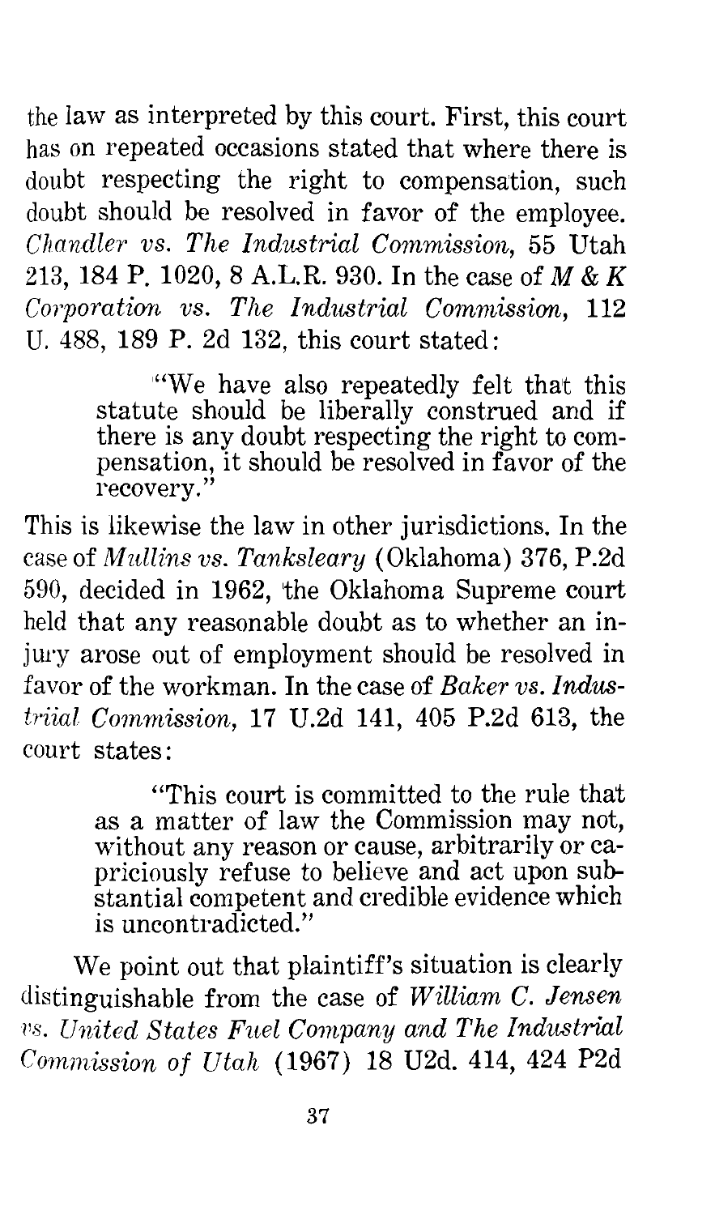the law as interpreted by this court. First, this court has on repeated occasions stated that where there is doubt respecting the right to compensation, such doubt should be resolved in favor of the employee. *Chandler vs. The Industrial Commission*, 55 Utah 213, 184 P. 1020, 8 A.L.R. 930. In the case of *M & K Corporation vs. The Industrial Commission*, 112 U. 488, 189 P. 2d 132, this court stated:

> "We have also repeatedly felt that this statute should be liberally construed and if there is any doubt respecting the right to compensation, it should be resolved in favor of the recovery."

This is likewise the law in other jurisdictions. In the case of *Mullins vs. Tanksleary* (Oklahoma) 376, P.2d 590, decided in 1962, the Oklahoma Supreme court held that any reasonable doubt as to whether an injury arose out of employment should be resolved in favor of the workman. In the case of *Baker vs. Industriial Commission*, 17 U.2d 141, 405 P.2d 613, the court states:

> "This court is committed to the rule that as a matter of law the Commission may not, without any reason or cause, arbitrarily or capriciously refuse to believe and act upon substantial competent and credible evidence which is uncontradicted."

We point out that plaintiff's situation is clearly distinguishable from the case of *William C. Jensen vs. United States Fuel Company and The Industrial Commission of Utah* (1967) 18 U2d. 414, 424 P2d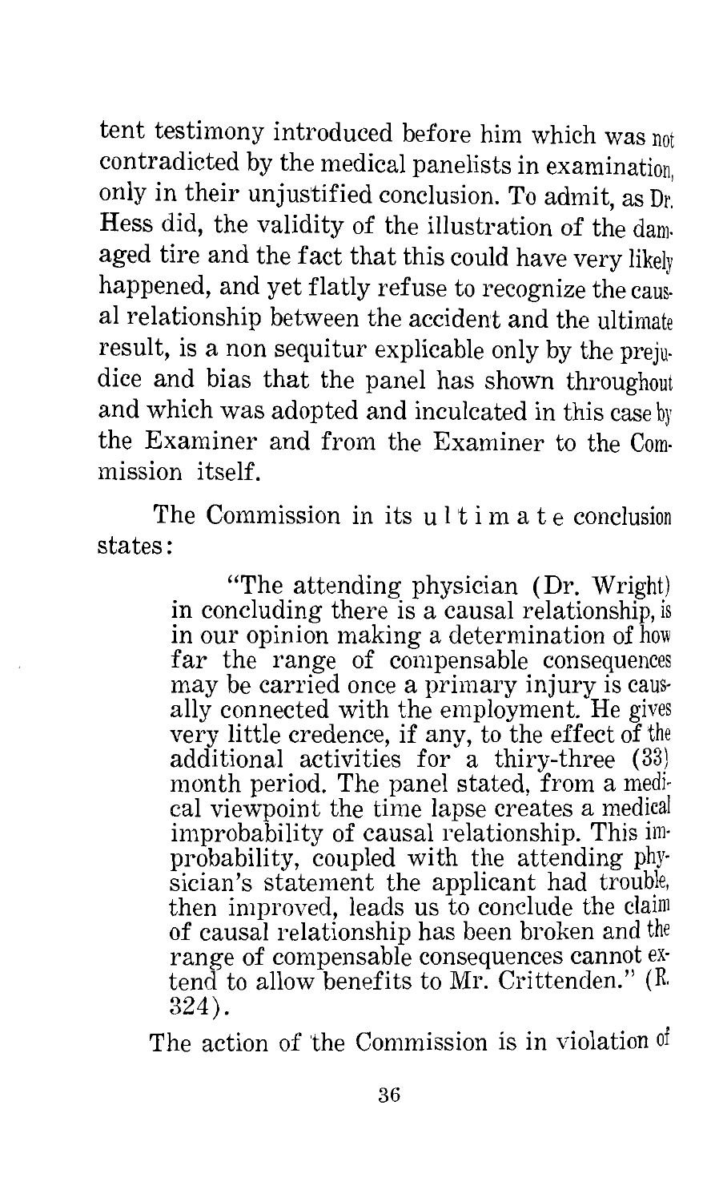tent testimony introduced before him which was not contradicted by the medical panelists in examination, only in their unjustified conclusion. To admit, as Dr. Hess did, the validity of the illustration of the damaged tire and the fact that this could have very likely happened, and yet flatly refuse to recognize the causal relationship between the accident and the ultimate result, is a non sequitur explicable only by the prejudice and bias that the panel has shown throughout and which was adopted and inculcated in this case by the Examiner and from the Examiner to the Commission itself.

The Commission in its u l t i m a t e conclusion states:

> "The attending physician (Dr. Wright) in concluding there is a causal relationship, is in our opinion making a determination of how far the range of compensable consequences may be carried once a primary injury is causally connected with the employment. He gives very little credence, if any, to the effect of the additional activities for a thiry-three (33) month period. The panel stated, from a medical viewpoint the time lapse creates a medical improbability of causal relationship. This improbability, coupled with the attending physician's statement the applicant had trouble, then improved, leads us to conclude the claim of causal relationship has been broken and the range of compensable consequences cannot extend to allow benefits to Mr. Crittenden." (R. 324).

The action of the Commission is in violation of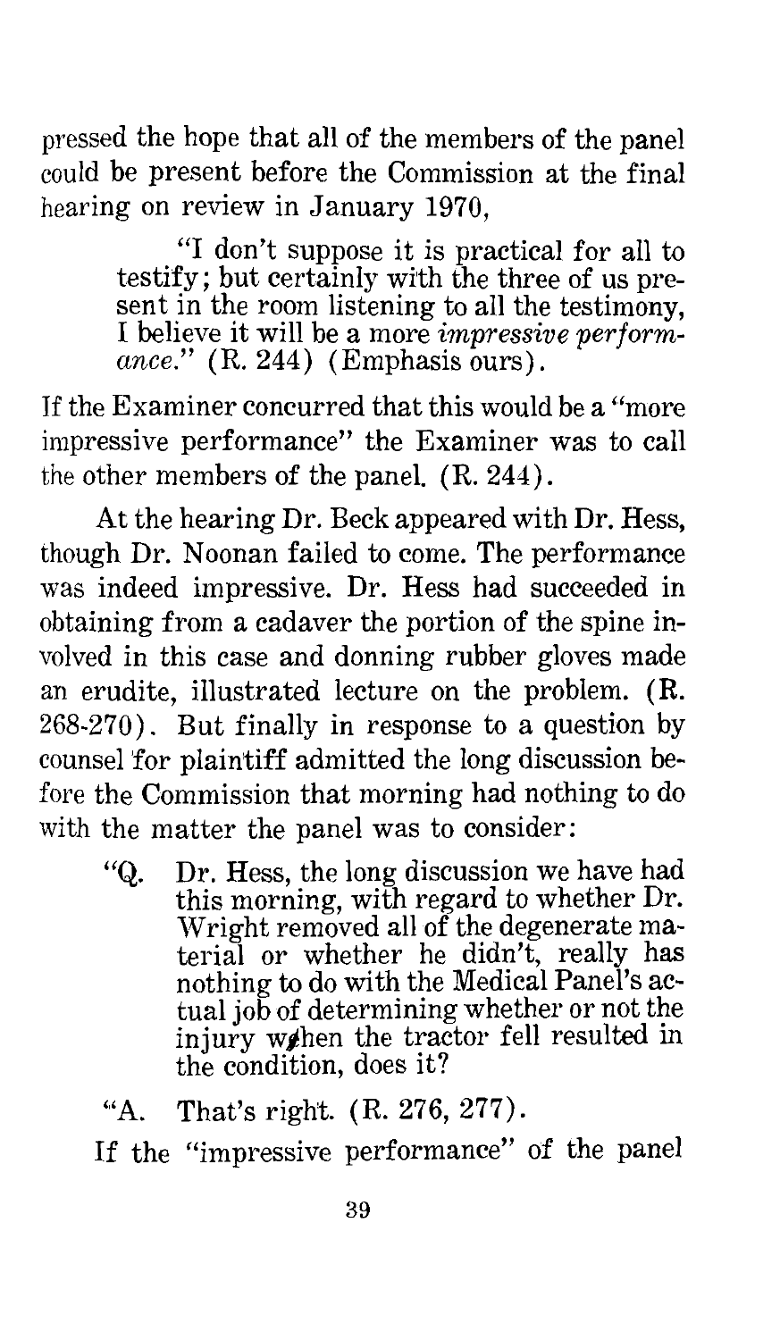pressed the hope that all of the members of the panel could be present before the Commission at the final hearing on review in January 1970,

> "I don't suppose it is practical for all to testify; but certainly with the three of us present in the room listening to all the testimony, I believe it will be a more *impressive performance.*" (R. 244) (Emphasis ours).

If the Examiner concurred that this would be a "more impressive performance" the Examiner was to call the other members of the panel. (R. 244).

At the hearing Dr. Beck appeared with Dr. Hess, though Dr. Noonan failed to come. The performance was indeed impressive. Dr. Hess had succeeded in obtaining from a cadaver the portion of the spine involved in this case and donning rubber gloves made an erudite, illustrated lecture on the problem. (R. 268-270). But finally in response to a question by counsel for plaintiff admitted the long discussion before the Commission that morning had nothing to do with the matter the panel was to consider:

> "Q. Dr. Hess, the long discussion we have had this morning, with regard to whether Dr. Wright removed all of the degenerate material or whether he didn't, really has nothing to do with the Medical Panel's actual job of determining whether or not the injury when the tractor fell resulted in the condition, does it?
>
> "A. That's right. (R. 276, 277).

If the "impressive performance" of the panel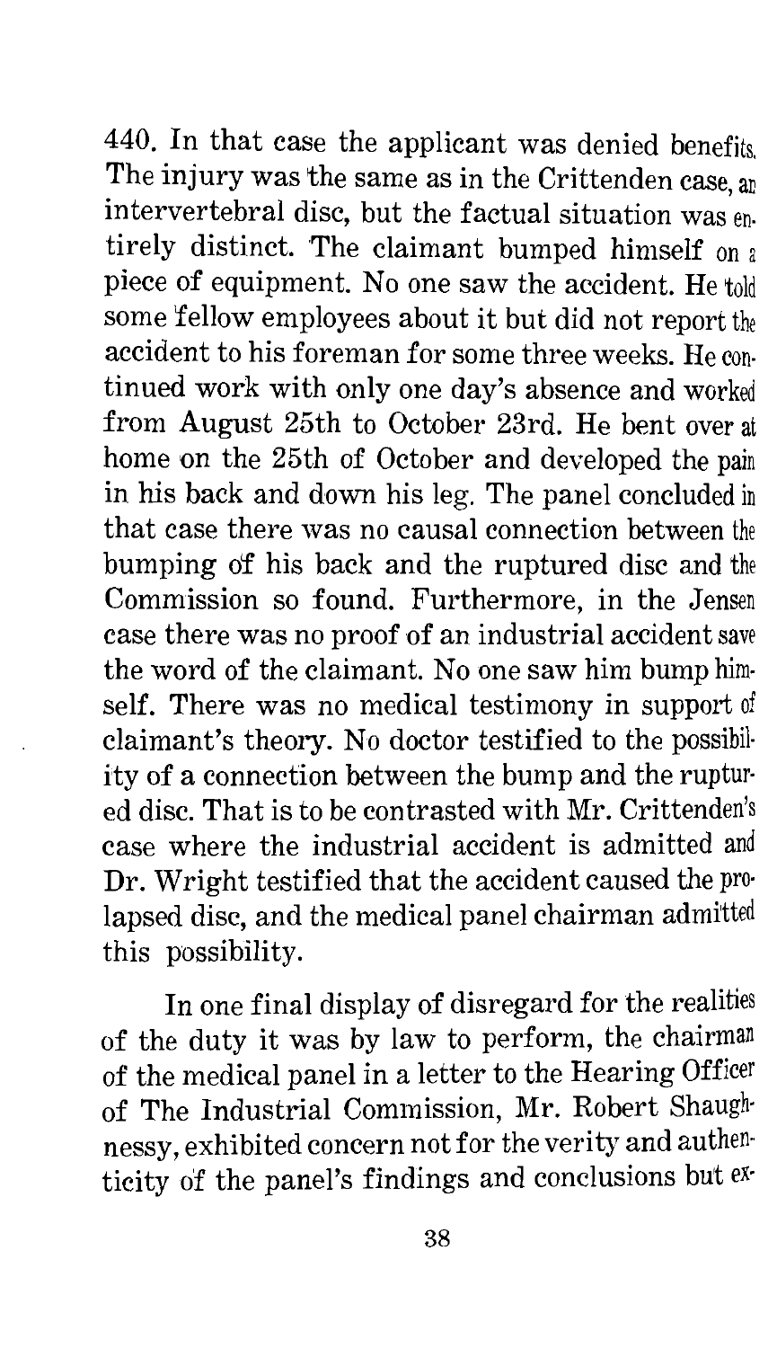440. In that case the applicant was denied benefits. The injury was the same as in the Crittenden case, an intervertebral disc, but the factual situation was entirely distinct. The claimant bumped himself on a piece of equipment. No one saw the accident. He told some fellow employees about it but did not report the accident to his foreman for some three weeks. He continued work with only one day's absence and worked from August 25th to October 23rd. He bent over at home on the 25th of October and developed the pain in his back and down his leg. The panel concluded in that case there was no causal connection between the bumping of his back and the ruptured disc and the Commission so found. Furthermore, in the Jensen case there was no proof of an industrial accident save the word of the claimant. No one saw him bump himself. There was no medical testimony in support of claimant's theory. No doctor testified to the possibility of a connection between the bump and the ruptured disc. That is to be contrasted with Mr. Crittenden's case where the industrial accident is admitted and Dr. Wright testified that the accident caused the prolapsed disc, and the medical panel chairman admitted this possibility.

In one final display of disregard for the realities of the duty it was by law to perform, the chairman of the medical panel in a letter to the Hearing Officer of The Industrial Commission, Mr. Robert Shaughnessy, exhibited concern not for the verity and authenticity of the panel's findings and conclusions but ex-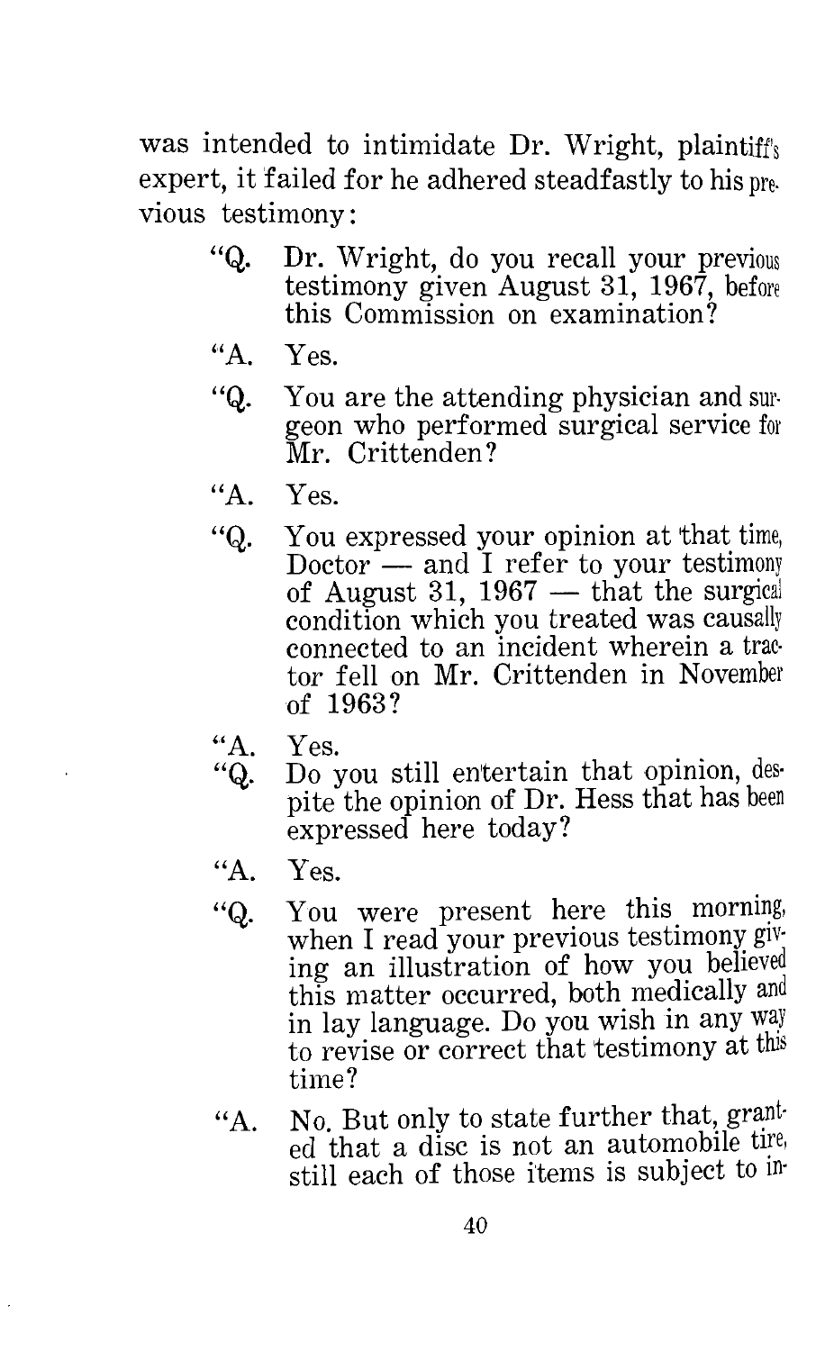was intended to intimidate Dr. Wright, plaintiff's expert, it failed for he adhered steadfastly to his previous testimony:

> "Q. Dr. Wright, do you recall your previous testimony given August 31, 1967, before this Commission on examination?
>
> "A. Yes.
>
> "Q. You are the attending physician and surgeon who performed surgical service for Mr. Crittenden?
>
> "A. Yes.
>
> "Q. You expressed your opinion at that time, Doctor — and I refer to your testimony of August 31, 1967 — that the surgical condition which you treated was causally connected to an incident wherein a tractor fell on Mr. Crittenden in November of 1963?
>
> "A. Yes.
>
> "Q. Do you still entertain that opinion, despite the opinion of Dr. Hess that has been expressed here today?
>
> "A. Yes.
>
> "Q. You were present here this morning, when I read your previous testimony giving an illustration of how you believed this matter occurred, both medically and in lay language. Do you wish in any way to revise or correct that testimony at this time?
>
> "A. No. But only to state further that, granted that a disc is not an automobile tire, still each of those items is subject to in-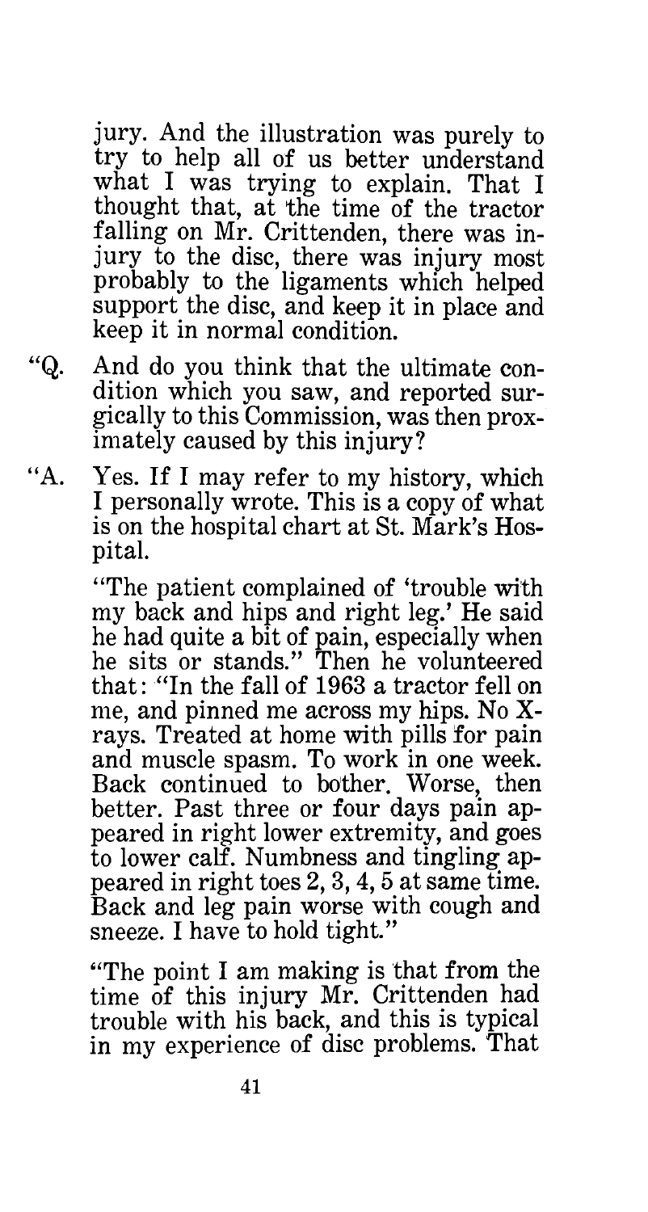jury. And the illustration was purely to try to help all of us better understand what I was trying to explain. That I thought that, at the time of the tractor falling on Mr. Crittenden, there was injury to the disc, there was injury most probably to the ligaments which helped support the disc, and keep it in place and keep it in normal condition.

"Q. And do you think that the ultimate condition which you saw, and reported surgically to this Commission, was then proximately caused by this injury?

"A. Yes. If I may refer to my history, which I personally wrote. This is a copy of what is on the hospital chart at St. Mark's Hospital.

"The patient complained of 'trouble with my back and hips and right leg.' He said he had quite a bit of pain, especially when he sits or stands." Then he volunteered that: "In the fall of 1963 a tractor fell on me, and pinned me across my hips. No X-rays. Treated at home with pills for pain and muscle spasm. To work in one week. Back continued to bother. Worse, then better. Past three or four days pain appeared in right lower extremity, and goes to lower calf. Numbness and tingling appeared in right toes 2, 3, 4, 5 at same time. Back and leg pain worse with cough and sneeze. I have to hold tight."

"The point I am making is that from the time of this injury Mr. Crittenden had trouble with his back, and this is typical in my experience of disc problems. That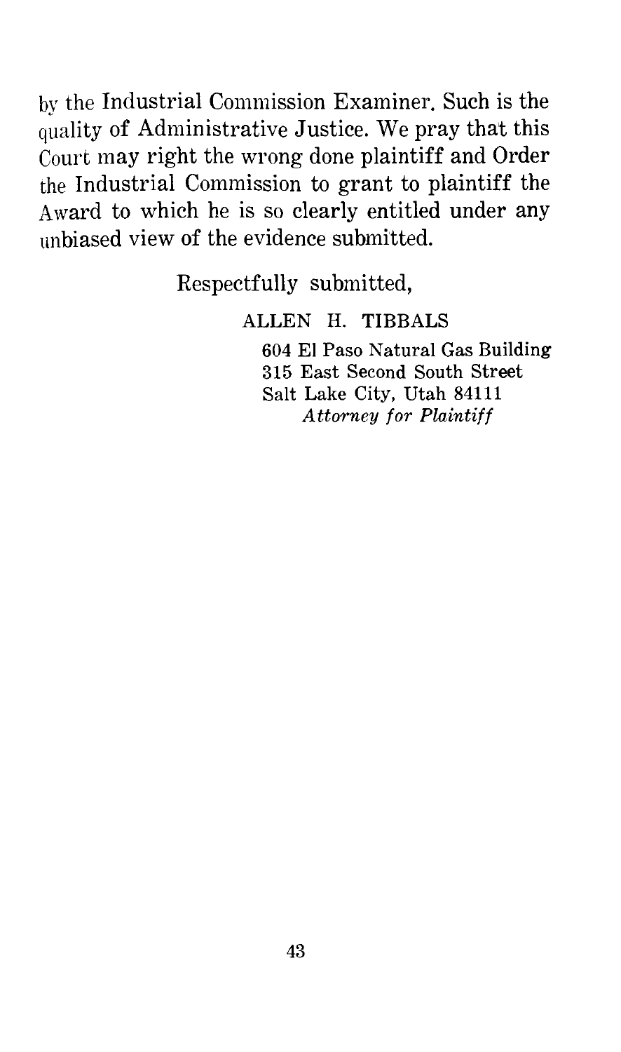by the Industrial Commission Examiner. Such is the quality of Administrative Justice. We pray that this Court may right the wrong done plaintiff and Order the Industrial Commission to grant to plaintiff the Award to which he is so clearly entitled under any unbiased view of the evidence submitted.

Respectfully submitted,

ALLEN H. TIBBALS
604 El Paso Natural Gas Building
315 East Second South Street
Salt Lake City, Utah 84111
*Attorney for Plaintiff*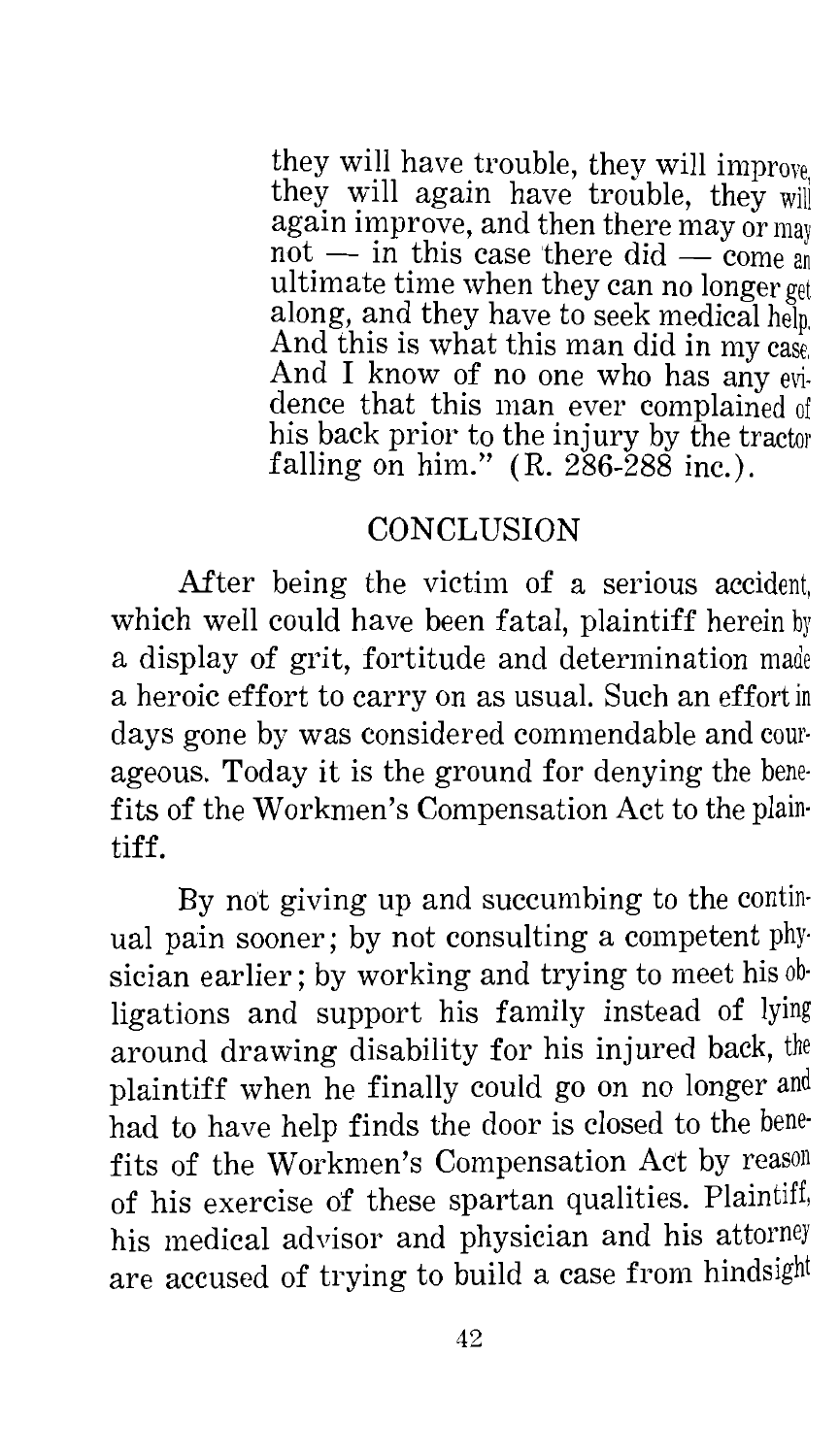they will have trouble, they will improve, they will again have trouble, they will again improve, and then there may or may not — in this case there did — come an ultimate time when they can no longer get along, and they have to seek medical help. And this is what this man did in my case. And I know of no one who has any evidence that this man ever complained of his back prior to the injury by the tractor falling on him." (R. 286-288 inc.).

## CONCLUSION

After being the victim of a serious accident, which well could have been fatal, plaintiff herein by a display of grit, fortitude and determination made a heroic effort to carry on as usual. Such an effort in days gone by was considered commendable and courageous. Today it is the ground for denying the benefits of the Workmen's Compensation Act to the plaintiff.

By not giving up and succumbing to the continual pain sooner; by not consulting a competent physician earlier; by working and trying to meet his obligations and support his family instead of lying around drawing disability for his injured back, the plaintiff when he finally could go on no longer and had to have help finds the door is closed to the benefits of the Workmen's Compensation Act by reason of his exercise of these spartan qualities. Plaintiff, his medical advisor and physician and his attorney are accused of trying to build a case from hindsight